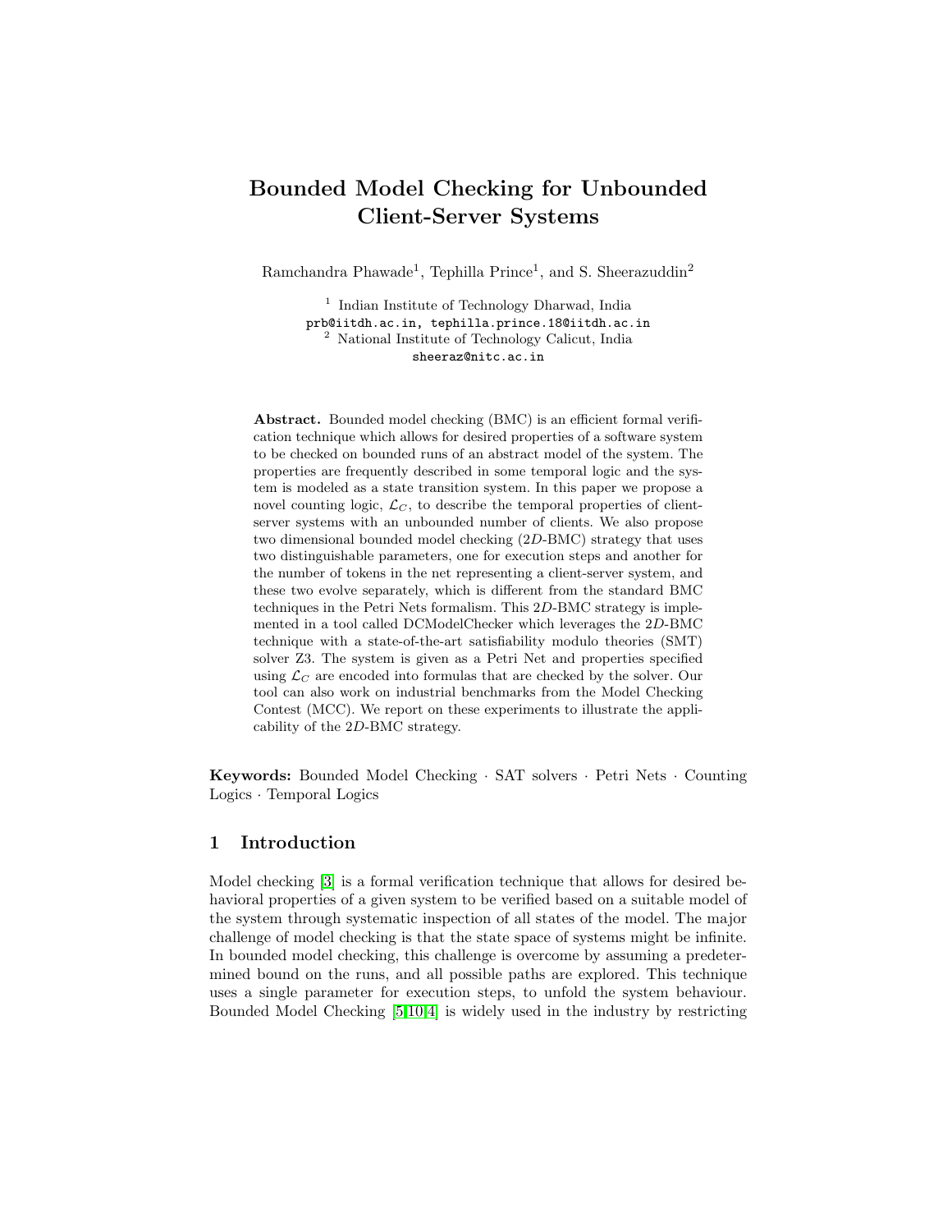# Bounded Model Checking for Unbounded Client-Server Systems

Ramchandra Phawade[1], Tephilla Prince[1], and S. Sheerazuddin[2]

[1] Indian Institute of Technology Dharwad, India
prb@iitdh.ac.in, tephilla.prince.18@iitdh.ac.in
[2] National Institute of Technology Calicut, India
sheeraz@nitc.ac.in

**Abstract.** Bounded model checking (BMC) is an efficient formal verification technique which allows for desired properties of a software system to be checked on bounded runs of an abstract model of the system. The properties are frequently described in some temporal logic and the system is modeled as a state transition system. In this paper we propose a novel counting logic, $\mathcal{L}_C$, to describe the temporal properties of client-server systems with an unbounded number of clients. We also propose two dimensional bounded model checking ($2D$-BMC) strategy that uses two distinguishable parameters, one for execution steps and another for the number of tokens in the net representing a client-server system, and these two evolve separately, which is different from the standard BMC techniques in the Petri Nets formalism. This $2D$-BMC strategy is implemented in a tool called DCModelChecker which leverages the $2D$-BMC technique with a state-of-the-art satisfiability modulo theories (SMT) solver Z3. The system is given as a Petri Net and properties specified using $\mathcal{L}_C$ are encoded into formulas that are checked by the solver. Our tool can also work on industrial benchmarks from the Model Checking Contest (MCC). We report on these experiments to illustrate the applicability of the $2D$-BMC strategy.

**Keywords:** Bounded Model Checking · SAT solvers · Petri Nets · Counting Logics · Temporal Logics

## 1 Introduction

Model checking [3] is a formal verification technique that allows for desired behavioral properties of a given system to be verified based on a suitable model of the system through systematic inspection of all states of the model. The major challenge of model checking is that the state space of systems might be infinite. In bounded model checking, this challenge is overcome by assuming a predetermined bound on the runs, and all possible paths are explored. This technique uses a single parameter for execution steps, to unfold the system behaviour. Bounded Model Checking [5,10,4] is widely used in the industry by restricting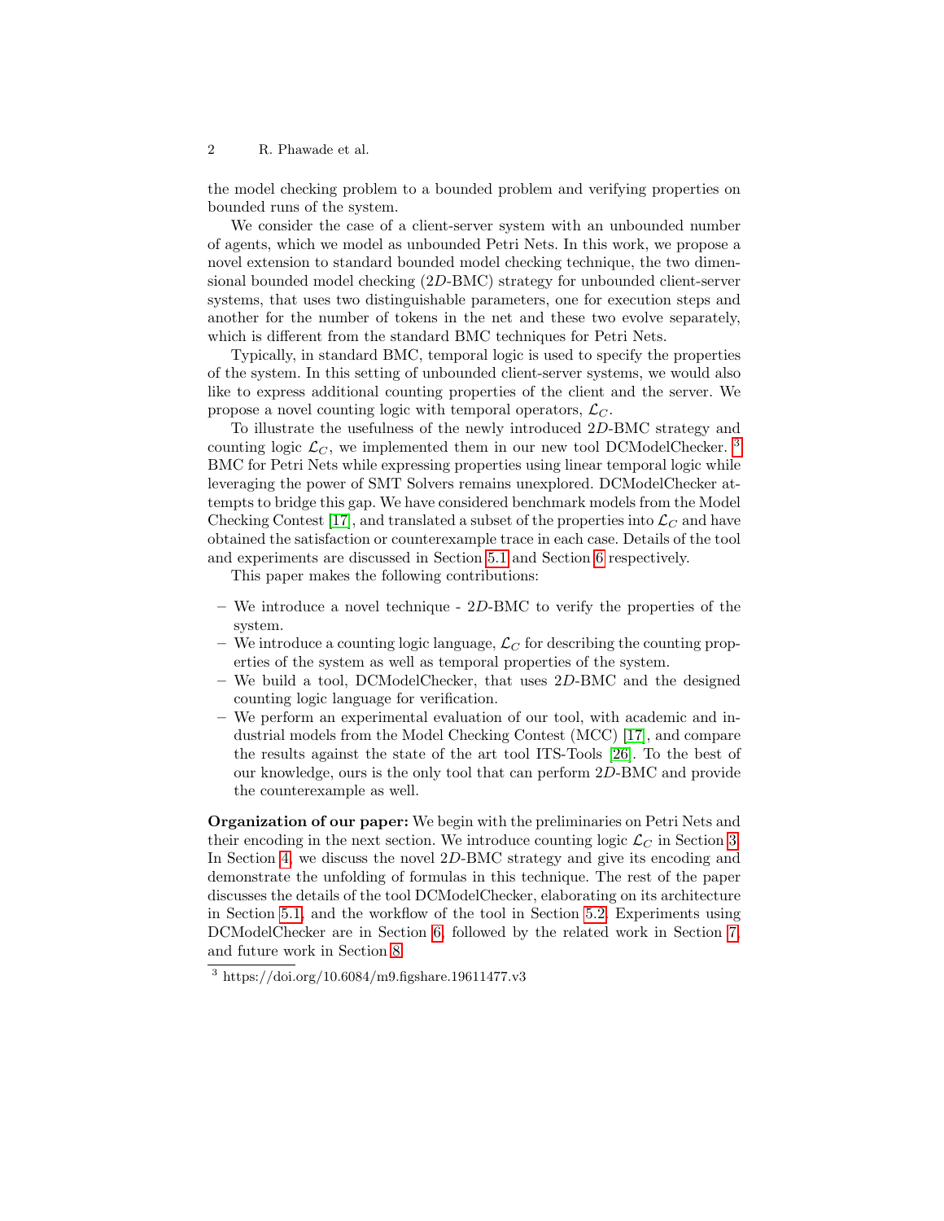the model checking problem to a bounded problem and verifying properties on bounded runs of the system.

We consider the case of a client-server system with an unbounded number of agents, which we model as unbounded Petri Nets. In this work, we propose a novel extension to standard bounded model checking technique, the two dimensional bounded model checking ($2D$-BMC) strategy for unbounded client-server systems, that uses two distinguishable parameters, one for execution steps and another for the number of tokens in the net and these two evolve separately, which is different from the standard BMC techniques for Petri Nets.

Typically, in standard BMC, temporal logic is used to specify the properties of the system. In this setting of unbounded client-server systems, we would also like to express additional counting properties of the client and the server. We propose a novel counting logic with temporal operators, $\mathcal{L}_C$.

To illustrate the usefulness of the newly introduced $2D$-BMC strategy and counting logic $\mathcal{L}_C$, we implemented them in our new tool DCModelChecker. [3] BMC for Petri Nets while expressing properties using linear temporal logic while leveraging the power of SMT Solvers remains unexplored. DCModelChecker attempts to bridge this gap. We have considered benchmark models from the Model Checking Contest [17], and translated a subset of the properties into $\mathcal{L}_C$ and have obtained the satisfaction or counterexample trace in each case. Details of the tool and experiments are discussed in Section 5.1 and Section 6 respectively.

This paper makes the following contributions:

- We introduce a novel technique - $2D$-BMC to verify the properties of the system.
- We introduce a counting logic language, $\mathcal{L}_C$ for describing the counting properties of the system as well as temporal properties of the system.
- We build a tool, DCModelChecker, that uses $2D$-BMC and the designed counting logic language for verification.
- We perform an experimental evaluation of our tool, with academic and industrial models from the Model Checking Contest (MCC) [17], and compare the results against the state of the art tool ITS-Tools [26]. To the best of our knowledge, ours is the only tool that can perform $2D$-BMC and provide the counterexample as well.

**Organization of our paper:** We begin with the preliminaries on Petri Nets and their encoding in the next section. We introduce counting logic $\mathcal{L}_C$ in Section 3. In Section 4, we discuss the novel $2D$-BMC strategy and give its encoding and demonstrate the unfolding of formulas in this technique. The rest of the paper discusses the details of the tool DCModelChecker, elaborating on its architecture in Section 5.1, and the workflow of the tool in Section 5.2. Experiments using DCModelChecker are in Section 6, followed by the related work in Section 7, and future work in Section 8.

[3] https://doi.org/10.6084/m9.figshare.19611477.v3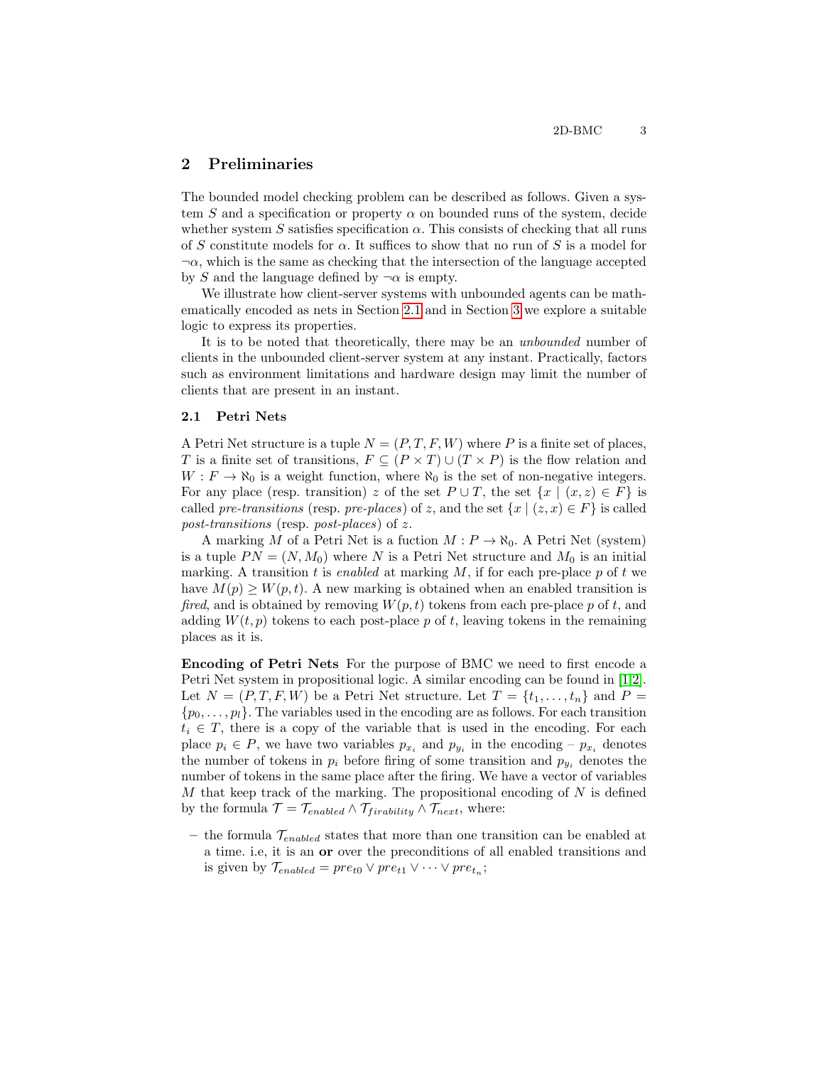## 2 Preliminaries

The bounded model checking problem can be described as follows. Given a system $S$ and a specification or property $\alpha$ on bounded runs of the system, decide whether system $S$ satisfies specification $\alpha$. This consists of checking that all runs of $S$ constitute models for $\alpha$. It suffices to show that no run of $S$ is a model for $\neg\alpha$, which is the same as checking that the intersection of the language accepted by $S$ and the language defined by $\neg\alpha$ is empty.

We illustrate how client-server systems with unbounded agents can be mathematically encoded as nets in Section 2.1 and in Section 3 we explore a suitable logic to express its properties.

It is to be noted that theoretically, there may be an *unbounded* number of clients in the unbounded client-server system at any instant. Practically, factors such as environment limitations and hardware design may limit the number of clients that are present in an instant.

### 2.1 Petri Nets

A Petri Net structure is a tuple $N = (P, T, F, W)$ where $P$ is a finite set of places, $T$ is a finite set of transitions, $F \subseteq (P \times T) \cup (T \times P)$ is the flow relation and $W : F \to \aleph_0$ is a weight function, where $\aleph_0$ is the set of non-negative integers. For any place (resp. transition) $z$ of the set $P \cup T$, the set $\{x \mid (x, z) \in F\}$ is called *pre-transitions* (resp. *pre-places*) of $z$, and the set $\{x \mid (z, x) \in F\}$ is called *post-transitions* (resp. *post-places*) of $z$.

A marking $M$ of a Petri Net is a fuction $M : P \to \aleph_0$. A Petri Net (system) is a tuple $PN = (N, M_0)$ where $N$ is a Petri Net structure and $M_0$ is an initial marking. A transition $t$ is *enabled* at marking $M$, if for each pre-place $p$ of $t$ we have $M(p) \geq W(p, t)$. A new marking is obtained when an enabled transition is *fired*, and is obtained by removing $W(p, t)$ tokens from each pre-place $p$ of $t$, and adding $W(t, p)$ tokens to each post-place $p$ of $t$, leaving tokens in the remaining places as it is.

**Encoding of Petri Nets** For the purpose of BMC we need to first encode a Petri Net system in propositional logic. A similar encoding can be found in [1,2]. Let $N = (P, T, F, W)$ be a Petri Net structure. Let $T = \{t_1, \ldots, t_n\}$ and $P = \{p_0, \ldots, p_l\}$. The variables used in the encoding are as follows. For each transition $t_i \in T$, there is a copy of the variable that is used in the encoding. For each place $p_i \in P$, we have two variables $p_{x_i}$ and $p_{y_i}$ in the encoding – $p_{x_i}$ denotes the number of tokens in $p_i$ before firing of some transition and $p_{y_i}$ denotes the number of tokens in the same place after the firing. We have a vector of variables $M$ that keep track of the marking. The propositional encoding of $N$ is defined by the formula $\mathcal{T} = \mathcal{T}_{enabled} \wedge \mathcal{T}_{firability} \wedge \mathcal{T}_{next}$, where:

- the formula $\mathcal{T}_{enabled}$ states that more than one transition can be enabled at a time. i.e, it is an **or** over the preconditions of all enabled transitions and is given by $\mathcal{T}_{enabled} = pre_{t0} \vee pre_{t1} \vee \cdots \vee pre_{t_n}$;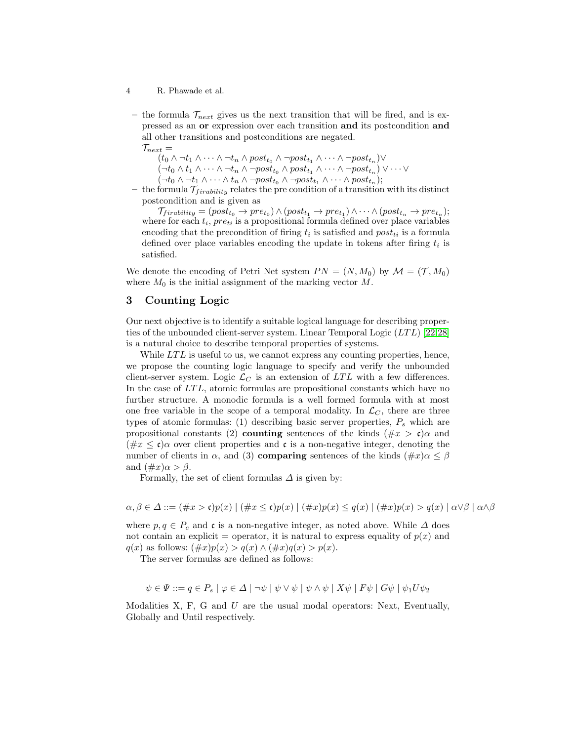- the formula $\mathcal{T}_{next}$ gives us the next transition that will be fired, and is expressed as an **or** expression over each transition **and** its postcondition **and** all other transitions and postconditions are negated.
  $\mathcal{T}_{next} =$
  $(t_0 \wedge \neg t_1 \wedge \cdots \wedge \neg t_n \wedge post_{t_0} \wedge \neg post_{t_1} \wedge \cdots \wedge \neg post_{t_n}) \vee$
  $(\neg t_0 \wedge t_1 \wedge \cdots \wedge \neg t_n \wedge \neg post_{t_0} \wedge post_{t_1} \wedge \cdots \wedge \neg post_{t_n}) \vee \cdots \vee$
  $(\neg t_0 \wedge \neg t_1 \wedge \cdots \wedge t_n \wedge \neg post_{t_0} \wedge \neg post_{t_1} \wedge \cdots \wedge post_{t_n})$;
- the formula $\mathcal{T}_{firability}$ relates the pre condition of a transition with its distinct postcondition and is given as
  $\mathcal{T}_{firability} = (post_{t_0} \rightarrow pre_{t_0}) \wedge (post_{t_1} \rightarrow pre_{t_1}) \wedge \cdots \wedge (post_{t_n} \rightarrow pre_{t_n})$;
  where for each $t_i$, $pre_{ti}$ is a propositional formula defined over place variables encoding that the precondition of firing $t_i$ is satisfied and $post_{ti}$ is a formula defined over place variables encoding the update in tokens after firing $t_i$ is satisfied.

We denote the encoding of Petri Net system $PN = (N, M_0)$ by $\mathcal{M} = (\mathcal{T}, M_0)$ where $M_0$ is the initial assignment of the marking vector $M$.

## 3 Counting Logic

Our next objective is to identify a suitable logical language for describing properties of the unbounded client-server system. Linear Temporal Logic ($LTL$) [22,28] is a natural choice to describe temporal properties of systems.

While $LTL$ is useful to us, we cannot express any counting properties, hence, we propose the counting logic language to specify and verify the unbounded client-server system. Logic $\mathcal{L}_C$ is an extension of $LTL$ with a few differences. In the case of $LTL$, atomic formulas are propositional constants which have no further structure. A monodic formula is a well formed formula with at most one free variable in the scope of a temporal modality. In $\mathcal{L}_C$, there are three types of atomic formulas: (1) describing basic server properties, $P_s$ which are propositional constants (2) **counting** sentences of the kinds $(\#x > \mathfrak{c})\alpha$ and $(\#x \leq \mathfrak{c})\alpha$ over client properties and $\mathfrak{c}$ is a non-negative integer, denoting the number of clients in $\alpha$, and (3) **comparing** sentences of the kinds $(\#x)\alpha \leq \beta$ and $(\#x)\alpha > \beta$.

Formally, the set of client formulas $\Delta$ is given by:

$$\alpha, \beta \in \Delta ::= (\#x > \mathfrak{c})p(x) \mid (\#x \leq \mathfrak{c})p(x) \mid (\#x)p(x) \leq q(x) \mid (\#x)p(x) > q(x) \mid \alpha \vee \beta \mid \alpha \wedge \beta$$

where $p, q \in P_c$ and $\mathfrak{c}$ is a non-negative integer, as noted above. While $\Delta$ does not contain an explicit $=$ operator, it is natural to express equality of $p(x)$ and $q(x)$ as follows: $(\#x)p(x) > q(x) \wedge (\#x)q(x) > p(x)$.

The server formulas are defined as follows:

$$\psi \in \Psi ::= q \in P_s \mid \varphi \in \Delta \mid \neg\psi \mid \psi \vee \psi \mid \psi \wedge \psi \mid X\psi \mid F\psi \mid G\psi \mid \psi_1 U \psi_2$$

Modalities X, F, G and $U$ are the usual modal operators: Next, Eventually, Globally and Until respectively.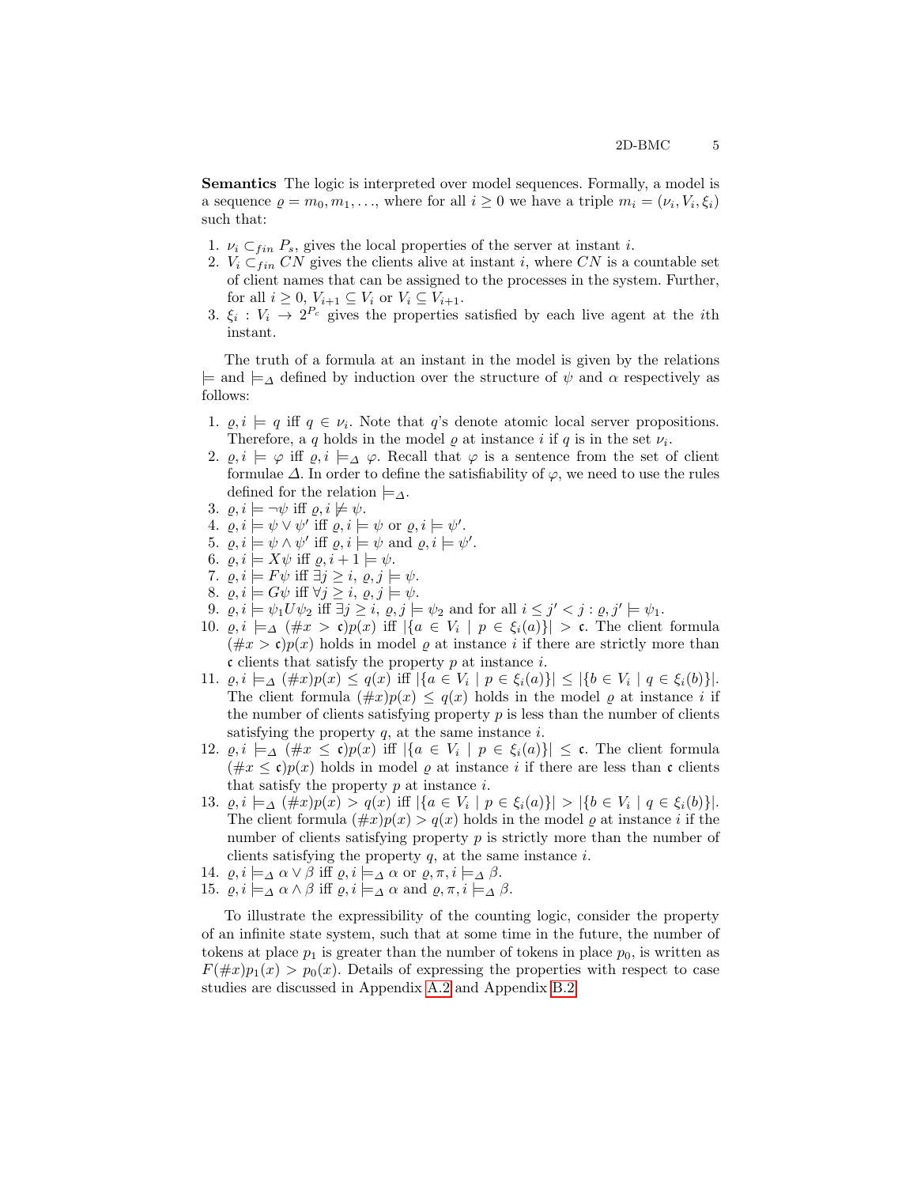**Semantics** The logic is interpreted over model sequences. Formally, a model is a sequence $\varrho = m_0, m_1, \ldots$, where for all $i \geq 0$ we have a triple $m_i = (\nu_i, V_i, \xi_i)$ such that:

1. $\nu_i \subset_{fin} P_s$, gives the local properties of the server at instant $i$.
2. $V_i \subset_{fin} CN$ gives the clients alive at instant $i$, where $CN$ is a countable set of client names that can be assigned to the processes in the system. Further, for all $i \geq 0$, $V_{i+1} \subseteq V_i$ or $V_i \subseteq V_{i+1}$.
3. $\xi_i : V_i \rightarrow 2^{P_c}$ gives the properties satisfied by each live agent at the $i$th instant.

The truth of a formula at an instant in the model is given by the relations $\models$ and $\models_\Delta$ defined by induction over the structure of $\psi$ and $\alpha$ respectively as follows:

1. $\varrho, i \models q$ iff $q \in \nu_i$. Note that $q$'s denote atomic local server propositions. Therefore, a $q$ holds in the model $\varrho$ at instance $i$ if $q$ is in the set $\nu_i$.
2. $\varrho, i \models \varphi$ iff $\varrho, i \models_\Delta \varphi$. Recall that $\varphi$ is a sentence from the set of client formulae $\Delta$. In order to define the satisfiability of $\varphi$, we need to use the rules defined for the relation $\models_\Delta$.
3. $\varrho, i \models \neg\psi$ iff $\varrho, i \not\models \psi$.
4. $\varrho, i \models \psi \vee \psi'$ iff $\varrho, i \models \psi$ or $\varrho, i \models \psi'$.
5. $\varrho, i \models \psi \wedge \psi'$ iff $\varrho, i \models \psi$ and $\varrho, i \models \psi'$.
6. $\varrho, i \models X\psi$ iff $\varrho, i + 1 \models \psi$.
7. $\varrho, i \models F\psi$ iff $\exists j \geq i,\ \varrho, j \models \psi$.
8. $\varrho, i \models G\psi$ iff $\forall j \geq i,\ \varrho, j \models \psi$.
9. $\varrho, i \models \psi_1 U \psi_2$ iff $\exists j \geq i,\ \varrho, j \models \psi_2$ and for all $i \leq j' < j : \varrho, j' \models \psi_1$.
10. $\varrho, i \models_\Delta (\#x > \mathfrak{c})p(x)$ iff $|\{a \in V_i \mid p \in \xi_i(a)\}| > \mathfrak{c}$. The client formula $(\#x > \mathfrak{c})p(x)$ holds in model $\varrho$ at instance $i$ if there are strictly more than $\mathfrak{c}$ clients that satisfy the property $p$ at instance $i$.
11. $\varrho, i \models_\Delta (\#x)p(x) \leq q(x)$ iff $|\{a \in V_i \mid p \in \xi_i(a)\}| \leq |\{b \in V_i \mid q \in \xi_i(b)\}|$. The client formula $(\#x)p(x) \leq q(x)$ holds in the model $\varrho$ at instance $i$ if the number of clients satisfying property $p$ is less than the number of clients satisfying the property $q$, at the same instance $i$.
12. $\varrho, i \models_\Delta (\#x \leq \mathfrak{c})p(x)$ iff $|\{a \in V_i \mid p \in \xi_i(a)\}| \leq \mathfrak{c}$. The client formula $(\#x \leq \mathfrak{c})p(x)$ holds in model $\varrho$ at instance $i$ if there are less than $\mathfrak{c}$ clients that satisfy the property $p$ at instance $i$.
13. $\varrho, i \models_\Delta (\#x)p(x) > q(x)$ iff $|\{a \in V_i \mid p \in \xi_i(a)\}| > |\{b \in V_i \mid q \in \xi_i(b)\}|$. The client formula $(\#x)p(x) > q(x)$ holds in the model $\varrho$ at instance $i$ if the number of clients satisfying property $p$ is strictly more than the number of clients satisfying the property $q$, at the same instance $i$.
14. $\varrho, i \models_\Delta \alpha \vee \beta$ iff $\varrho, i \models_\Delta \alpha$ or $\varrho, \pi, i \models_\Delta \beta$.
15. $\varrho, i \models_\Delta \alpha \wedge \beta$ iff $\varrho, i \models_\Delta \alpha$ and $\varrho, \pi, i \models_\Delta \beta$.

To illustrate the expressibility of the counting logic, consider the property of an infinite state system, such that at some time in the future, the number of tokens at place $p_1$ is greater than the number of tokens in place $p_0$, is written as $F(\#x)p_1(x) > p_0(x)$. Details of expressing the properties with respect to case studies are discussed in Appendix A.2 and Appendix B.2.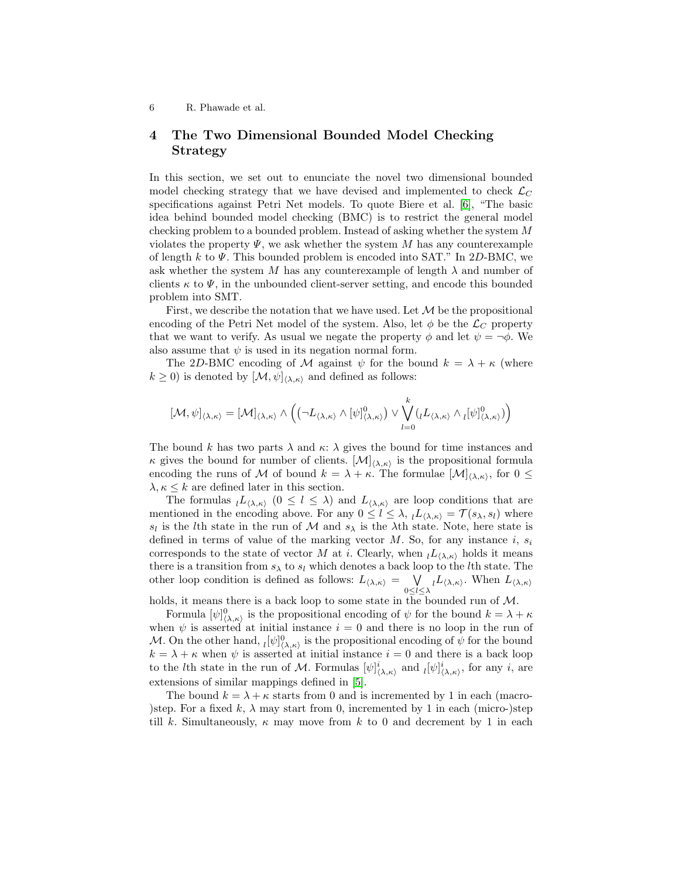## 4 The Two Dimensional Bounded Model Checking Strategy

In this section, we set out to enunciate the novel two dimensional bounded model checking strategy that we have devised and implemented to check $\mathcal{L}_C$ specifications against Petri Net models. To quote Biere et al. [6], "The basic idea behind bounded model checking (BMC) is to restrict the general model checking problem to a bounded problem. Instead of asking whether the system $M$ violates the property $\Psi$, we ask whether the system $M$ has any counterexample of length $k$ to $\Psi$. This bounded problem is encoded into SAT." In 2*D*-BMC, we ask whether the system $M$ has any counterexample of length $\lambda$ and number of clients $\kappa$ to $\Psi$, in the unbounded client-server setting, and encode this bounded problem into SMT.

First, we describe the notation that we have used. Let $\mathcal{M}$ be the propositional encoding of the Petri Net model of the system. Also, let $\phi$ be the $\mathcal{L}_C$ property that we want to verify. As usual we negate the property $\phi$ and let $\psi = \neg\phi$. We also assume that $\psi$ is used in its negation normal form.

The 2*D*-BMC encoding of $\mathcal{M}$ against $\psi$ for the bound $k = \lambda + \kappa$ (where $k \geq 0$) is denoted by $[\mathcal{M}, \psi]_{\langle\lambda,\kappa\rangle}$ and defined as follows:

$$[\mathcal{M}, \psi]_{\langle\lambda,\kappa\rangle} = [\mathcal{M}]_{\langle\lambda,\kappa\rangle} \wedge \Big( \big(\neg L_{\langle\lambda,\kappa\rangle} \wedge [\psi]^0_{\langle\lambda,\kappa\rangle}\big) \vee \bigvee_{l=0}^{k} \big({}_lL_{\langle\lambda,\kappa\rangle} \wedge {}_l[\psi]^0_{\langle\lambda,\kappa\rangle}\big)\Big)$$

The bound $k$ has two parts $\lambda$ and $\kappa$: $\lambda$ gives the bound for time instances and $\kappa$ gives the bound for number of clients. $[\mathcal{M}]_{\langle\lambda,\kappa\rangle}$ is the propositional formula encoding the runs of $\mathcal{M}$ of bound $k = \lambda + \kappa$. The formulae $[\mathcal{M}]_{\langle\lambda,\kappa\rangle}$, for $0 \leq \lambda, \kappa \leq k$ are defined later in this section.

The formulas ${}_lL_{\langle\lambda,\kappa\rangle}$ $(0 \leq l \leq \lambda)$ and $L_{\langle\lambda,\kappa\rangle}$ are loop conditions that are mentioned in the encoding above. For any $0 \leq l \leq \lambda$, ${}_lL_{\langle\lambda,\kappa\rangle} = \mathcal{T}(s_\lambda, s_l)$ where $s_l$ is the $l$th state in the run of $\mathcal{M}$ and $s_\lambda$ is the $\lambda$th state. Note, here state is defined in terms of value of the marking vector $M$. So, for any instance $i$, $s_i$ corresponds to the state of vector $M$ at $i$. Clearly, when ${}_lL_{\langle\lambda,\kappa\rangle}$ holds it means there is a transition from $s_\lambda$ to $s_l$ which denotes a back loop to the $l$th state. The other loop condition is defined as follows: $L_{\langle\lambda,\kappa\rangle} = \bigvee_{0\leq l\leq\lambda} {}_lL_{\langle\lambda,\kappa\rangle}$. When $L_{\langle\lambda,\kappa\rangle}$ holds, it means there is a back loop to some state in the bounded run of $\mathcal{M}$.

Formula $[\psi]^0_{\langle\lambda,\kappa\rangle}$ is the propositional encoding of $\psi$ for the bound $k = \lambda + \kappa$ when $\psi$ is asserted at initial instance $i = 0$ and there is no loop in the run of $\mathcal{M}$. On the other hand, ${}_l[\psi]^0_{\langle\lambda,\kappa\rangle}$ is the propositional encoding of $\psi$ for the bound $k = \lambda + \kappa$ when $\psi$ is asserted at initial instance $i = 0$ and there is a back loop to the $l$th state in the run of $\mathcal{M}$. Formulas $[\psi]^i_{\langle\lambda,\kappa\rangle}$ and ${}_l[\psi]^i_{\langle\lambda,\kappa\rangle}$, for any $i$, are extensions of similar mappings defined in [5].

The bound $k = \lambda + \kappa$ starts from 0 and is incremented by 1 in each (macro-)step. For a fixed $k$, $\lambda$ may start from 0, incremented by 1 in each (micro-)step till $k$. Simultaneously, $\kappa$ may move from $k$ to 0 and decrement by 1 in each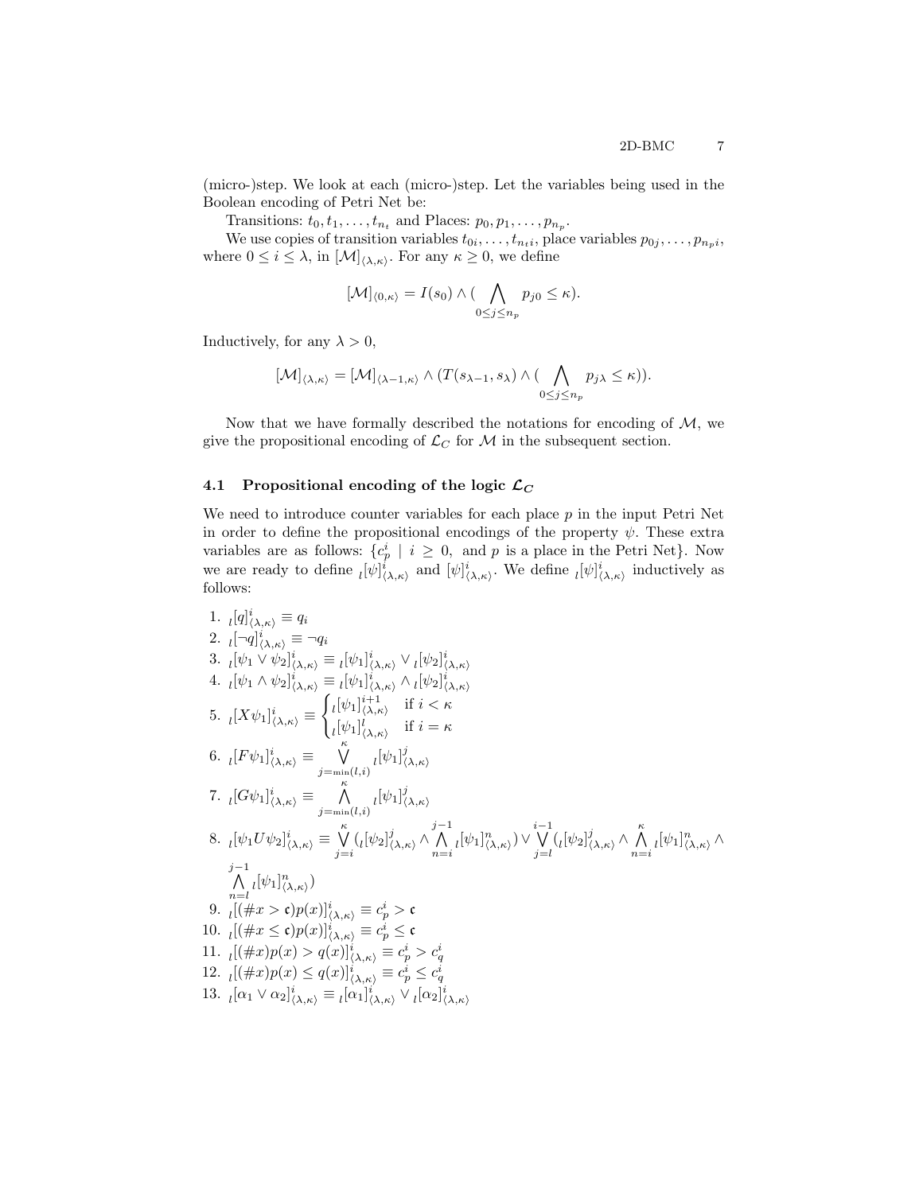(micro-)step. We look at each (micro-)step. Let the variables being used in the Boolean encoding of Petri Net be:

Transitions: $t_0, t_1, \ldots, t_{n_t}$ and Places: $p_0, p_1, \ldots, p_{n_p}$.

We use copies of transition variables $t_{0i}, \ldots, t_{n_t i}$, place variables $p_{0j}, \ldots, p_{n_p i}$, where $0 \leq i \leq \lambda$, in $[\mathcal{M}]_{\langle\lambda,\kappa\rangle}$. For any $\kappa \geq 0$, we define

$$[\mathcal{M}]_{\langle 0,\kappa\rangle} = I(s_0) \wedge (\bigwedge_{0 \leq j \leq n_p} p_{j0} \leq \kappa).$$

Inductively, for any $\lambda > 0$,

$$[\mathcal{M}]_{\langle\lambda,\kappa\rangle} = [\mathcal{M}]_{\langle\lambda-1,\kappa\rangle} \wedge (T(s_{\lambda-1}, s_\lambda) \wedge (\bigwedge_{0 \leq j \leq n_p} p_{j\lambda} \leq \kappa)).$$

Now that we have formally described the notations for encoding of $\mathcal{M}$, we give the propositional encoding of $\mathcal{L}_C$ for $\mathcal{M}$ in the subsequent section.

### 4.1 Propositional encoding of the logic $\mathcal{L}_C$

We need to introduce counter variables for each place $p$ in the input Petri Net in order to define the propositional encodings of the property $\psi$. These extra variables are as follows: $\{c_p^i \mid i \geq 0, \text{ and } p \text{ is a place in the Petri Net}\}$. Now we are ready to define ${}_l[\psi]^i_{\langle\lambda,\kappa\rangle}$ and $[\psi]^i_{\langle\lambda,\kappa\rangle}$. We define ${}_l[\psi]^i_{\langle\lambda,\kappa\rangle}$ inductively as follows:

1. ${}_l[q]^i_{\langle\lambda,\kappa\rangle} \equiv q_i$
2. ${}_l[\neg q]^i_{\langle\lambda,\kappa\rangle} \equiv \neg q_i$
3. ${}_l[\psi_1 \vee \psi_2]^i_{\langle\lambda,\kappa\rangle} \equiv {}_l[\psi_1]^i_{\langle\lambda,\kappa\rangle} \vee {}_l[\psi_2]^i_{\langle\lambda,\kappa\rangle}$
4. ${}_l[\psi_1 \wedge \psi_2]^i_{\langle\lambda,\kappa\rangle} \equiv {}_l[\psi_1]^i_{\langle\lambda,\kappa\rangle} \wedge {}_l[\psi_2]^i_{\langle\lambda,\kappa\rangle}$
5. ${}_l[X\psi_1]^i_{\langle\lambda,\kappa\rangle} \equiv \begin{cases} {}_l[\psi_1]^{i+1}_{\langle\lambda,\kappa\rangle} & \text{if } i < \kappa \\ {}_l[\psi_1]^{l}_{\langle\lambda,\kappa\rangle} & \text{if } i = \kappa \end{cases}$
6. ${}_l[F\psi_1]^i_{\langle\lambda,\kappa\rangle} \equiv \bigvee_{j=\min(l,i)}^{\kappa} {}_l[\psi_1]^j_{\langle\lambda,\kappa\rangle}$
7. ${}_l[G\psi_1]^i_{\langle\lambda,\kappa\rangle} \equiv \bigwedge_{j=\min(l,i)}^{\kappa} {}_l[\psi_1]^j_{\langle\lambda,\kappa\rangle}$
8. ${}_l[\psi_1 U \psi_2]^i_{\langle\lambda,\kappa\rangle} \equiv \bigvee_{j=i}^{\kappa} ({}_l[\psi_2]^j_{\langle\lambda,\kappa\rangle} \wedge \bigwedge_{n=i}^{j-1} {}_l[\psi_1]^n_{\langle\lambda,\kappa\rangle}) \vee \bigvee_{j=l}^{i-1} ({}_l[\psi_2]^j_{\langle\lambda,\kappa\rangle} \wedge \bigwedge_{n=i}^{\kappa} {}_l[\psi_1]^n_{\langle\lambda,\kappa\rangle} \wedge \bigwedge_{n=l}^{j-1} {}_l[\psi_1]^n_{\langle\lambda,\kappa\rangle})$
9. ${}_l[(\#x > \mathfrak{c})p(x)]^i_{\langle\lambda,\kappa\rangle} \equiv c_p^i > \mathfrak{c}$
10. ${}_l[(\#x \leq \mathfrak{c})p(x)]^i_{\langle\lambda,\kappa\rangle} \equiv c_p^i \leq \mathfrak{c}$
11. ${}_l[(\#x)p(x) > q(x)]^i_{\langle\lambda,\kappa\rangle} \equiv c_p^i > c_q^i$
12. ${}_l[(\#x)p(x) \leq q(x)]^i_{\langle\lambda,\kappa\rangle} \equiv c_p^i \leq c_q^i$
13. ${}_l[\alpha_1 \vee \alpha_2]^i_{\langle\lambda,\kappa\rangle} \equiv {}_l[\alpha_1]^i_{\langle\lambda,\kappa\rangle} \vee {}_l[\alpha_2]^i_{\langle\lambda,\kappa\rangle}$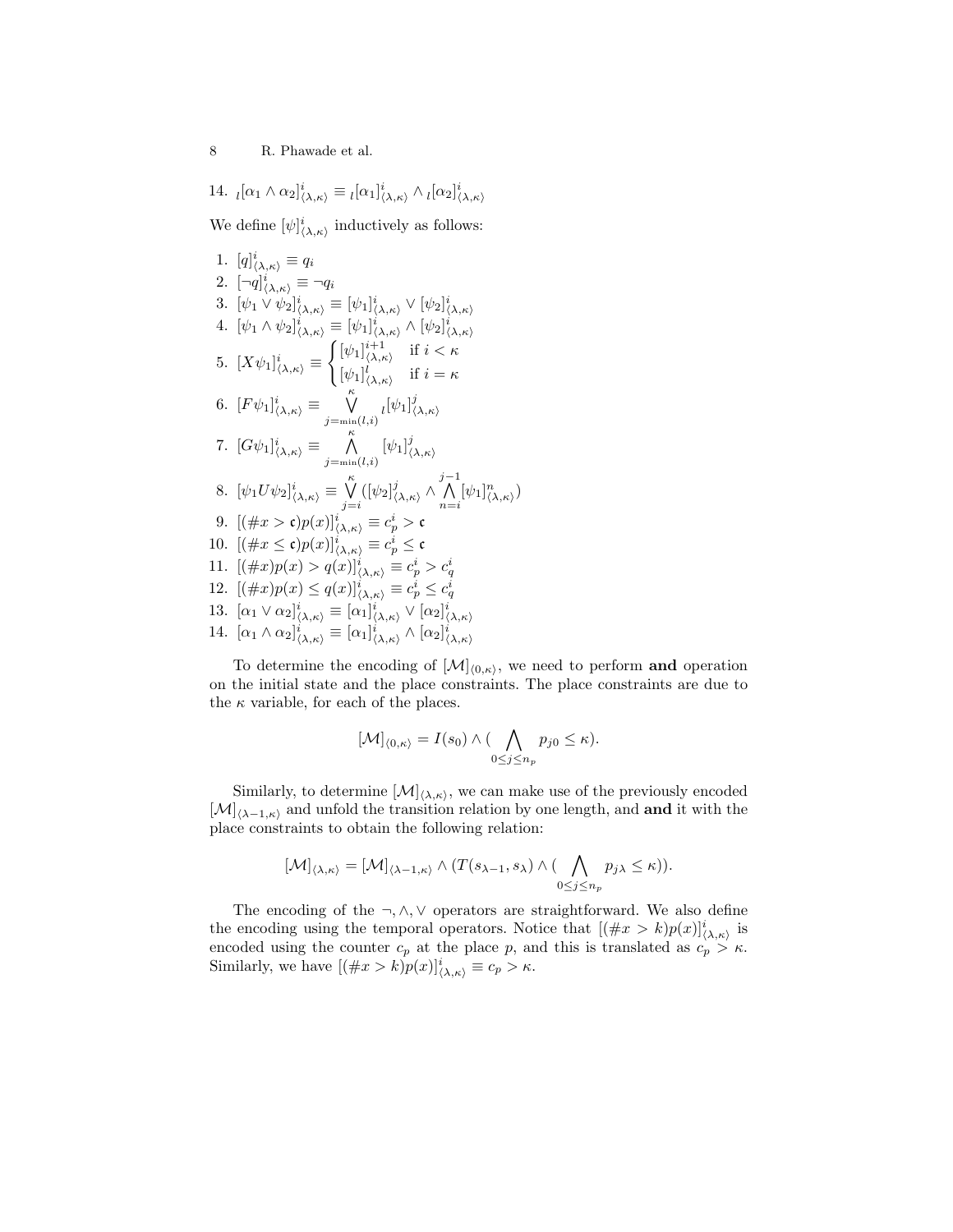14. ${}_l[\alpha_1 \wedge \alpha_2]^i_{\langle\lambda,\kappa\rangle} \equiv {}_l[\alpha_1]^i_{\langle\lambda,\kappa\rangle} \wedge {}_l[\alpha_2]^i_{\langle\lambda,\kappa\rangle}$

We define $[\psi]^i_{\langle\lambda,\kappa\rangle}$ inductively as follows:

1. $[q]^i_{\langle\lambda,\kappa\rangle} \equiv q_i$
2. $[\neg q]^i_{\langle\lambda,\kappa\rangle} \equiv \neg q_i$
3. $[\psi_1 \vee \psi_2]^i_{\langle\lambda,\kappa\rangle} \equiv [\psi_1]^i_{\langle\lambda,\kappa\rangle} \vee [\psi_2]^i_{\langle\lambda,\kappa\rangle}$
4. $[\psi_1 \wedge \psi_2]^i_{\langle\lambda,\kappa\rangle} \equiv [\psi_1]^i_{\langle\lambda,\kappa\rangle} \wedge [\psi_2]^i_{\langle\lambda,\kappa\rangle}$
5. $[X\psi_1]^i_{\langle\lambda,\kappa\rangle} \equiv \begin{cases} [\psi_1]^{i+1}_{\langle\lambda,\kappa\rangle} & \text{if } i < \kappa \\ [\psi_1]^{l}_{\langle\lambda,\kappa\rangle} & \text{if } i = \kappa \end{cases}$
6. $[F\psi_1]^i_{\langle\lambda,\kappa\rangle} \equiv \bigvee_{j=\min(l,i)}^{\kappa} {}_l[\psi_1]^j_{\langle\lambda,\kappa\rangle}$
7. $[G\psi_1]^i_{\langle\lambda,\kappa\rangle} \equiv \bigwedge_{j=\min(l,i)}^{\kappa} [\psi_1]^j_{\langle\lambda,\kappa\rangle}$
8. $[\psi_1 U \psi_2]^i_{\langle\lambda,\kappa\rangle} \equiv \bigvee_{j=i}^{\kappa} ([\psi_2]^j_{\langle\lambda,\kappa\rangle} \wedge \bigwedge_{n=i}^{j-1} [\psi_1]^n_{\langle\lambda,\kappa\rangle})$
9. $[(\#x > \mathfrak{c})p(x)]^i_{\langle\lambda,\kappa\rangle} \equiv c^i_p > \mathfrak{c}$
10. $[(\#x \leq \mathfrak{c})p(x)]^i_{\langle\lambda,\kappa\rangle} \equiv c^i_p \leq \mathfrak{c}$
11. $[(\#x)p(x) > q(x)]^i_{\langle\lambda,\kappa\rangle} \equiv c^i_p > c^i_q$
12. $[(\#x)p(x) \leq q(x)]^i_{\langle\lambda,\kappa\rangle} \equiv c^i_p \leq c^i_q$
13. $[\alpha_1 \vee \alpha_2]^i_{\langle\lambda,\kappa\rangle} \equiv [\alpha_1]^i_{\langle\lambda,\kappa\rangle} \vee [\alpha_2]^i_{\langle\lambda,\kappa\rangle}$
14. $[\alpha_1 \wedge \alpha_2]^i_{\langle\lambda,\kappa\rangle} \equiv [\alpha_1]^i_{\langle\lambda,\kappa\rangle} \wedge [\alpha_2]^i_{\langle\lambda,\kappa\rangle}$

To determine the encoding of $[\mathcal{M}]_{\langle 0,\kappa\rangle}$, we need to perform **and** operation on the initial state and the place constraints. The place constraints are due to the $\kappa$ variable, for each of the places.

$$[\mathcal{M}]_{\langle 0,\kappa\rangle} = I(s_0) \wedge (\bigwedge_{0\leq j\leq n_p} p_{j0} \leq \kappa).$$

Similarly, to determine $[\mathcal{M}]_{\langle\lambda,\kappa\rangle}$, we can make use of the previously encoded $[\mathcal{M}]_{\langle\lambda-1,\kappa\rangle}$ and unfold the transition relation by one length, and **and** it with the place constraints to obtain the following relation:

$$[\mathcal{M}]_{\langle\lambda,\kappa\rangle} = [\mathcal{M}]_{\langle\lambda-1,\kappa\rangle} \wedge (T(s_{\lambda-1}, s_\lambda) \wedge (\bigwedge_{0\leq j\leq n_p} p_{j\lambda} \leq \kappa)).$$

The encoding of the $\neg, \wedge, \vee$ operators are straightforward. We also define the encoding using the temporal operators. Notice that $[(\#x > k)p(x)]^i_{\langle\lambda,\kappa\rangle}$ is encoded using the counter $c_p$ at the place $p$, and this is translated as $c_p > \kappa$. Similarly, we have $[(\#x > k)p(x)]^i_{\langle\lambda,\kappa\rangle} \equiv c_p > \kappa$.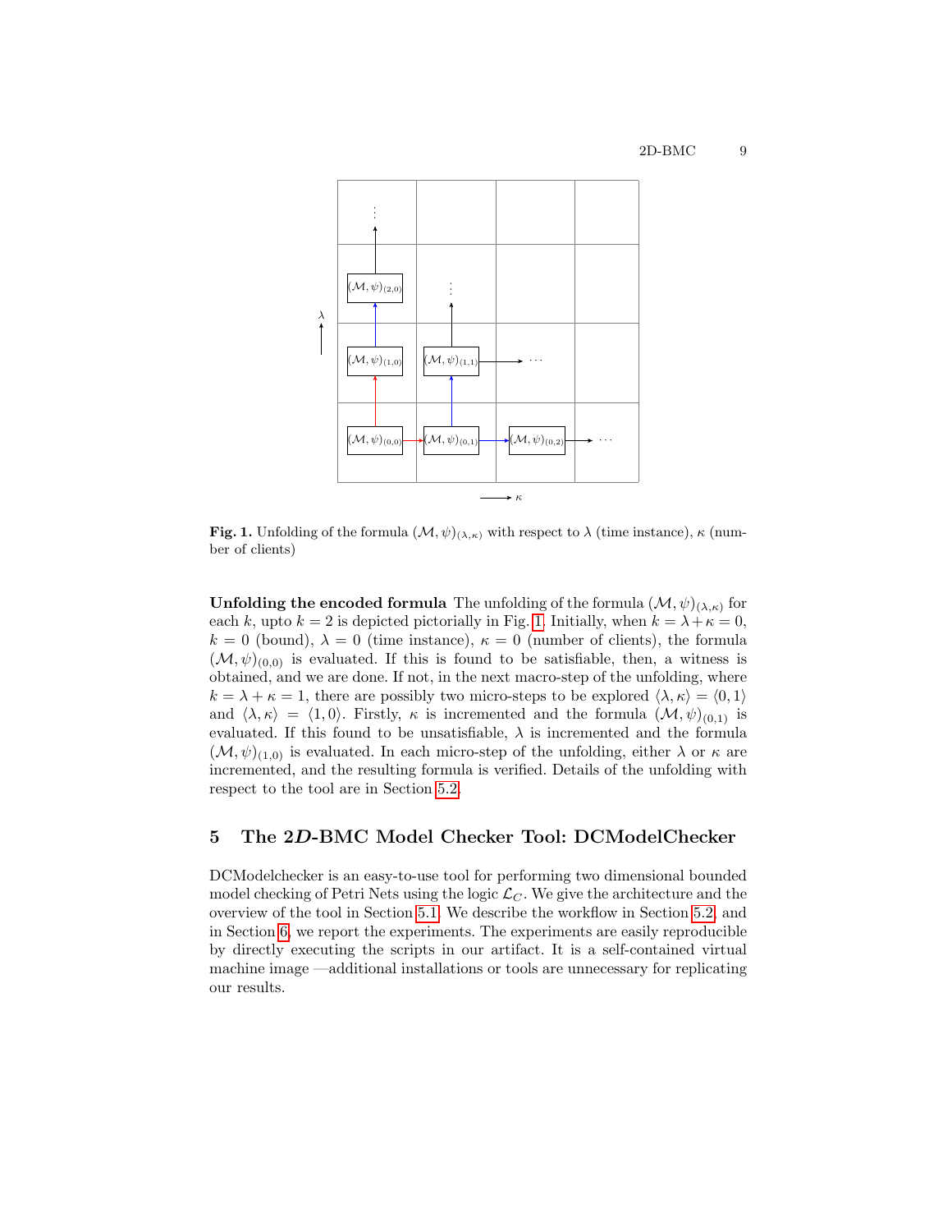**Fig. 1.** Unfolding of the formula $(\mathcal{M}, \psi)_{(\lambda,\kappa)}$ with respect to $\lambda$ (time instance), $\kappa$ (number of clients)

**Unfolding the encoded formula** The unfolding of the formula $(\mathcal{M}, \psi)_{(\lambda,\kappa)}$ for each $k$, upto $k = 2$ is depicted pictorially in Fig. 1. Initially, when $k = \lambda + \kappa = 0$, $k = 0$ (bound), $\lambda = 0$ (time instance), $\kappa = 0$ (number of clients), the formula $(\mathcal{M}, \psi)_{(0,0)}$ is evaluated. If this is found to be satisfiable, then, a witness is obtained, and we are done. If not, in the next macro-step of the unfolding, where $k = \lambda + \kappa = 1$, there are possibly two micro-steps to be explored $\langle \lambda, \kappa \rangle = \langle 0, 1 \rangle$ and $\langle \lambda, \kappa \rangle = \langle 1, 0 \rangle$. Firstly, $\kappa$ is incremented and the formula $(\mathcal{M}, \psi)_{(0,1)}$ is evaluated. If this found to be unsatisfiable, $\lambda$ is incremented and the formula $(\mathcal{M}, \psi)_{(1,0)}$ is evaluated. In each micro-step of the unfolding, either $\lambda$ or $\kappa$ are incremented, and the resulting formula is verified. Details of the unfolding with respect to the tool are in Section 5.2.

## 5 The 2*D*-BMC Model Checker Tool: DCModelChecker

DCModelchecker is an easy-to-use tool for performing two dimensional bounded model checking of Petri Nets using the logic $\mathcal{L}_C$. We give the architecture and the overview of the tool in Section 5.1. We describe the workflow in Section 5.2, and in Section 6, we report the experiments. The experiments are easily reproducible by directly executing the scripts in our artifact. It is a self-contained virtual machine image —additional installations or tools are unnecessary for replicating our results.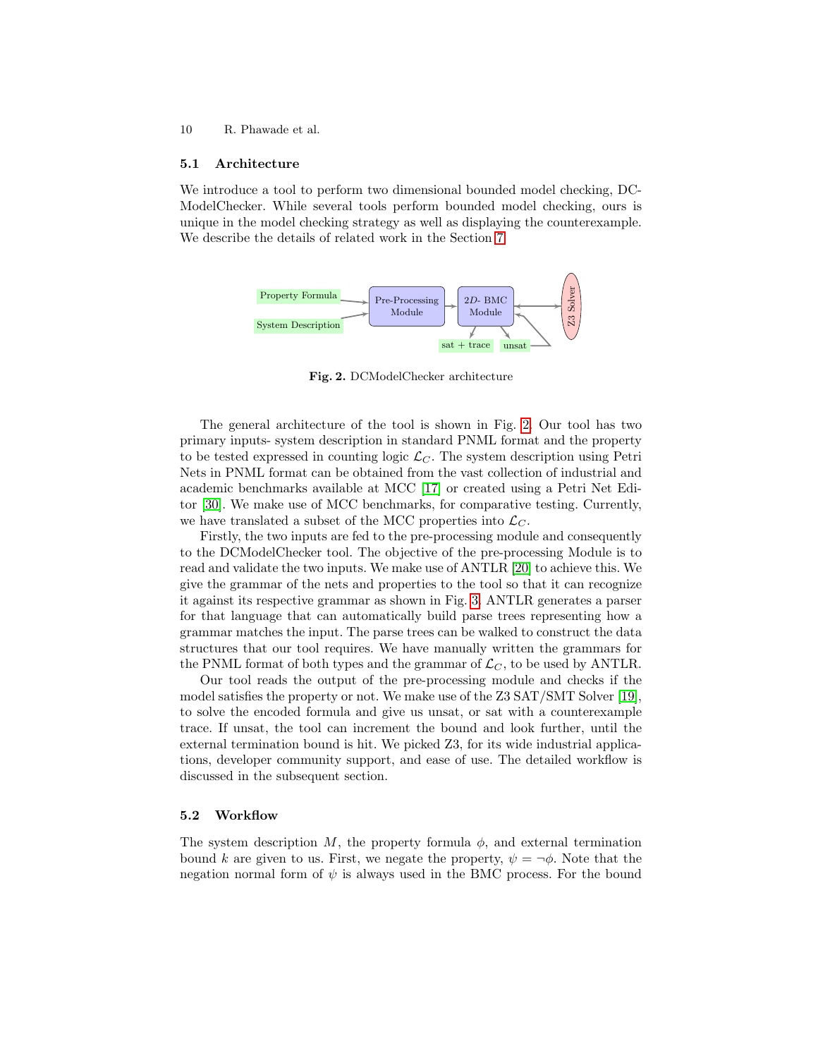### 5.1 Architecture

We introduce a tool to perform two dimensional bounded model checking, DCModelChecker. While several tools perform bounded model checking, ours is unique in the model checking strategy as well as displaying the counterexample. We describe the details of related work in the Section 7.

Fig. 2. DCModelChecker architecture

The general architecture of the tool is shown in Fig. 2. Our tool has two primary inputs- system description in standard PNML format and the property to be tested expressed in counting logic $\mathcal{L}_C$. The system description using Petri Nets in PNML format can be obtained from the vast collection of industrial and academic benchmarks available at MCC [17] or created using a Petri Net Editor [30]. We make use of MCC benchmarks, for comparative testing. Currently, we have translated a subset of the MCC properties into $\mathcal{L}_C$.

Firstly, the two inputs are fed to the pre-processing module and consequently to the DCModelChecker tool. The objective of the pre-processing Module is to read and validate the two inputs. We make use of ANTLR [20] to achieve this. We give the grammar of the nets and properties to the tool so that it can recognize it against its respective grammar as shown in Fig. 3. ANTLR generates a parser for that language that can automatically build parse trees representing how a grammar matches the input. The parse trees can be walked to construct the data structures that our tool requires. We have manually written the grammars for the PNML format of both types and the grammar of $\mathcal{L}_C$, to be used by ANTLR.

Our tool reads the output of the pre-processing module and checks if the model satisfies the property or not. We make use of the Z3 SAT/SMT Solver [19], to solve the encoded formula and give us unsat, or sat with a counterexample trace. If unsat, the tool can increment the bound and look further, until the external termination bound is hit. We picked Z3, for its wide industrial applications, developer community support, and ease of use. The detailed workflow is discussed in the subsequent section.

### 5.2 Workflow

The system description $M$, the property formula $\phi$, and external termination bound $k$ are given to us. First, we negate the property, $\psi = \neg\phi$. Note that the negation normal form of $\psi$ is always used in the BMC process. For the bound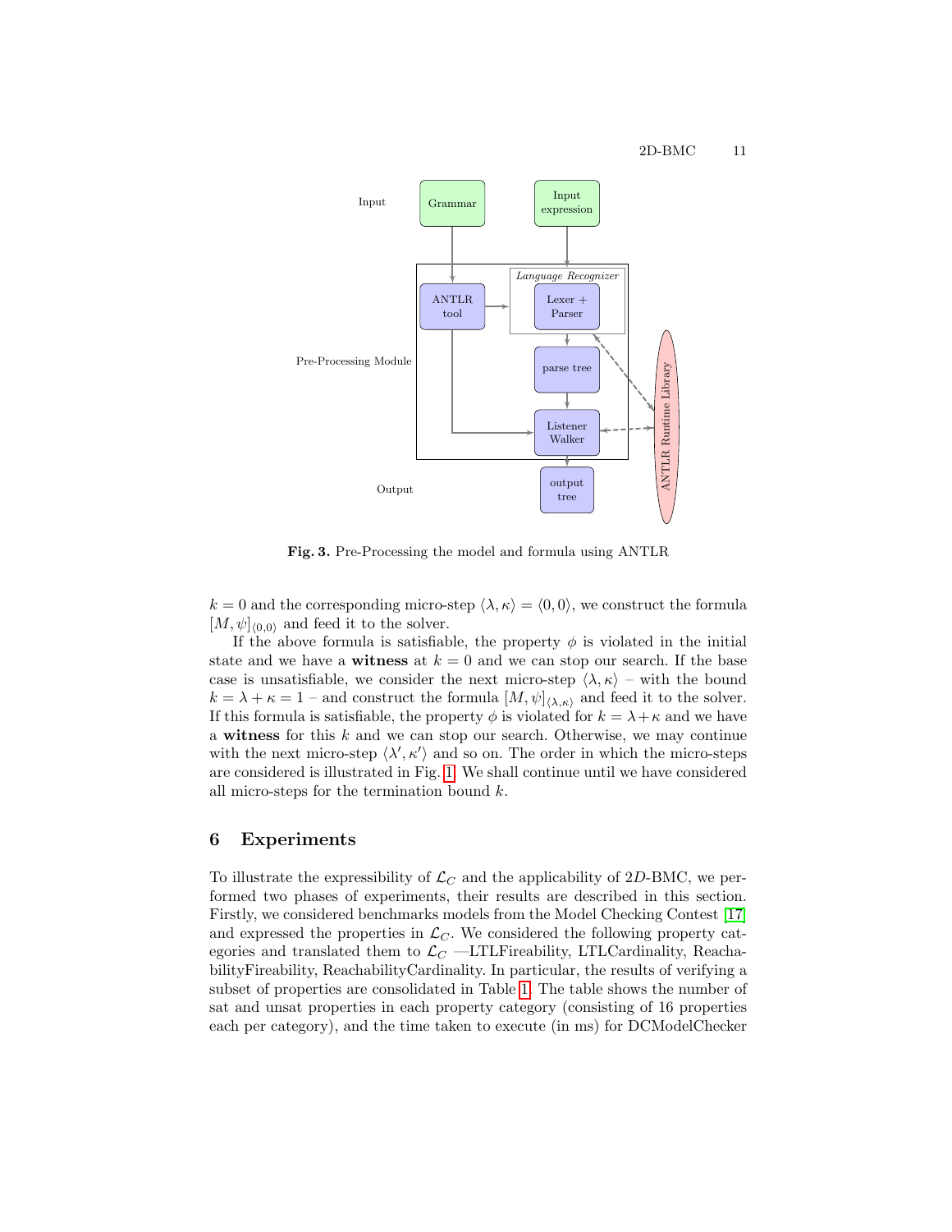Fig. 3. Pre-Processing the model and formula using ANTLR

$k = 0$ and the corresponding micro-step $\langle \lambda, \kappa \rangle = \langle 0, 0 \rangle$, we construct the formula $[M, \psi]_{\langle 0,0 \rangle}$ and feed it to the solver.

If the above formula is satisfiable, the property $\phi$ is violated in the initial state and we have a **witness** at $k = 0$ and we can stop our search. If the base case is unsatisfiable, we consider the next micro-step $\langle \lambda, \kappa \rangle$ – with the bound $k = \lambda + \kappa = 1$ – and construct the formula $[M, \psi]_{\langle \lambda, \kappa \rangle}$ and feed it to the solver. If this formula is satisfiable, the property $\phi$ is violated for $k = \lambda + \kappa$ and we have a **witness** for this $k$ and we can stop our search. Otherwise, we may continue with the next micro-step $\langle \lambda', \kappa' \rangle$ and so on. The order in which the micro-steps are considered is illustrated in Fig. 1. We shall continue until we have considered all micro-steps for the termination bound $k$.

## 6 Experiments

To illustrate the expressibility of $\mathcal{L}_C$ and the applicability of 2$D$-BMC, we performed two phases of experiments, their results are described in this section. Firstly, we considered benchmarks models from the Model Checking Contest [17] and expressed the properties in $\mathcal{L}_C$. We considered the following property categories and translated them to $\mathcal{L}_C$ —LTLFireability, LTLCardinality, ReachabilityFireability, ReachabilityCardinality. In particular, the results of verifying a subset of properties are consolidated in Table 1. The table shows the number of sat and unsat properties in each property category (consisting of 16 properties each per category), and the time taken to execute (in ms) for DCModelChecker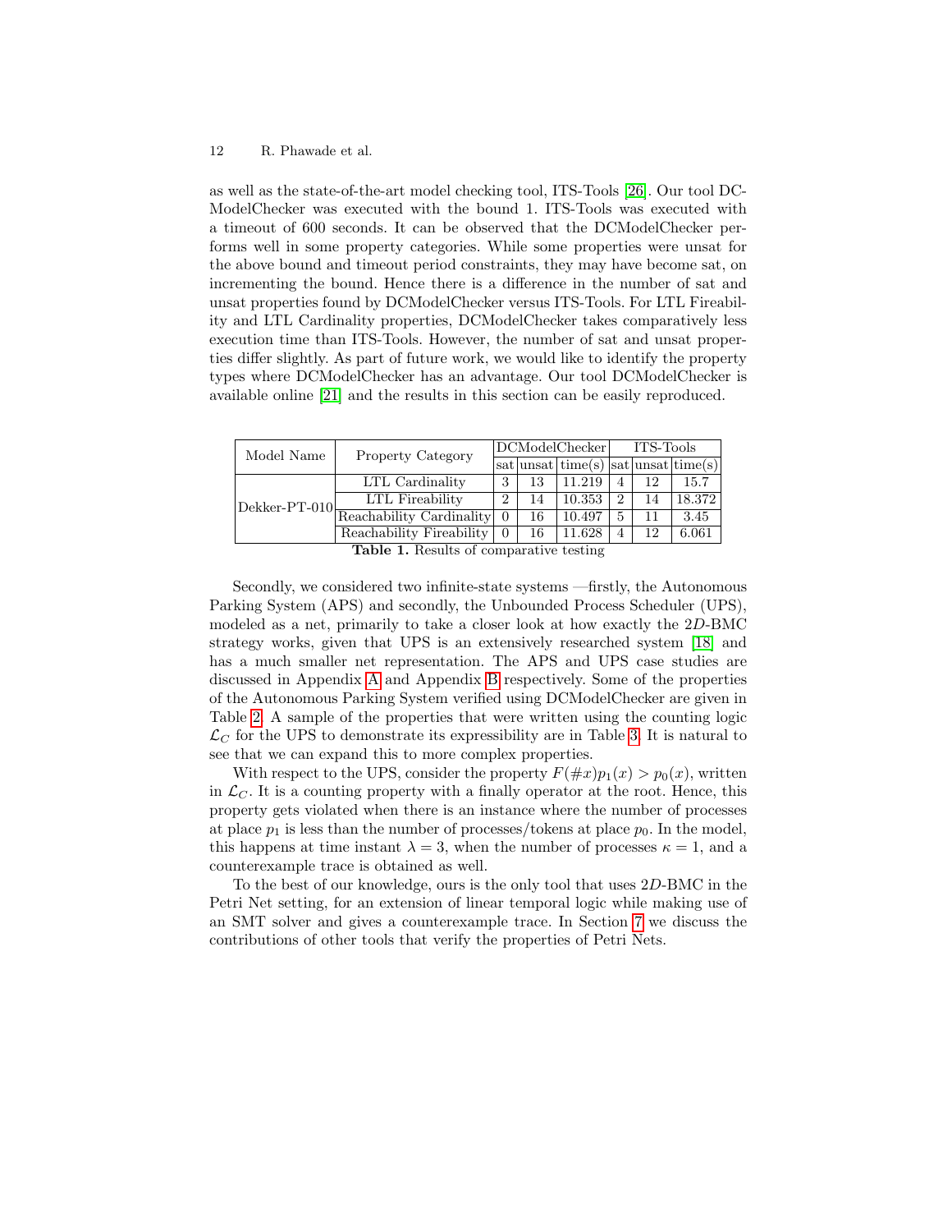as well as the state-of-the-art model checking tool, ITS-Tools [26]. Our tool DC-ModelChecker was executed with the bound 1. ITS-Tools was executed with a timeout of 600 seconds. It can be observed that the DCModelChecker performs well in some property categories. While some properties were unsat for the above bound and timeout period constraints, they may have become sat, on incrementing the bound. Hence there is a difference in the number of sat and unsat properties found by DCModelChecker versus ITS-Tools. For LTL Fireability and LTL Cardinality properties, DCModelChecker takes comparatively less execution time than ITS-Tools. However, the number of sat and unsat properties differ slightly. As part of future work, we would like to identify the property types where DCModelChecker has an advantage. Our tool DCModelChecker is available online [21] and the results in this section can be easily reproduced.

| Model Name | Property Category | DCModelChecker | | | ITS-Tools | | |
|---|---|---|---|---|---|---|---|
| | | sat | unsat | time(s) | sat | unsat | time(s) |
| Dekker-PT-010 | LTL Cardinality | 3 | 13 | 11.219 | 4 | 12 | 15.7 |
| | LTL Fireability | 2 | 14 | 10.353 | 2 | 14 | 18.372 |
| | Reachability Cardinality | 0 | 16 | 10.497 | 5 | 11 | 3.45 |
| | Reachability Fireability | 0 | 16 | 11.628 | 4 | 12 | 6.061 |

**Table 1.** Results of comparative testing

Secondly, we considered two infinite-state systems —firstly, the Autonomous Parking System (APS) and secondly, the Unbounded Process Scheduler (UPS), modeled as a net, primarily to take a closer look at how exactly the $2D$-BMC strategy works, given that UPS is an extensively researched system [18] and has a much smaller net representation. The APS and UPS case studies are discussed in Appendix A and Appendix B respectively. Some of the properties of the Autonomous Parking System verified using DCModelChecker are given in Table 2. A sample of the properties that were written using the counting logic $\mathcal{L}_C$ for the UPS to demonstrate its expressibility are in Table 3. It is natural to see that we can expand this to more complex properties.

With respect to the UPS, consider the property $F(\#x)p_1(x) > p_0(x)$, written in $\mathcal{L}_C$. It is a counting property with a finally operator at the root. Hence, this property gets violated when there is an instance where the number of processes at place $p_1$ is less than the number of processes/tokens at place $p_0$. In the model, this happens at time instant $\lambda = 3$, when the number of processes $\kappa = 1$, and a counterexample trace is obtained as well.

To the best of our knowledge, ours is the only tool that uses $2D$-BMC in the Petri Net setting, for an extension of linear temporal logic while making use of an SMT solver and gives a counterexample trace. In Section 7 we discuss the contributions of other tools that verify the properties of Petri Nets.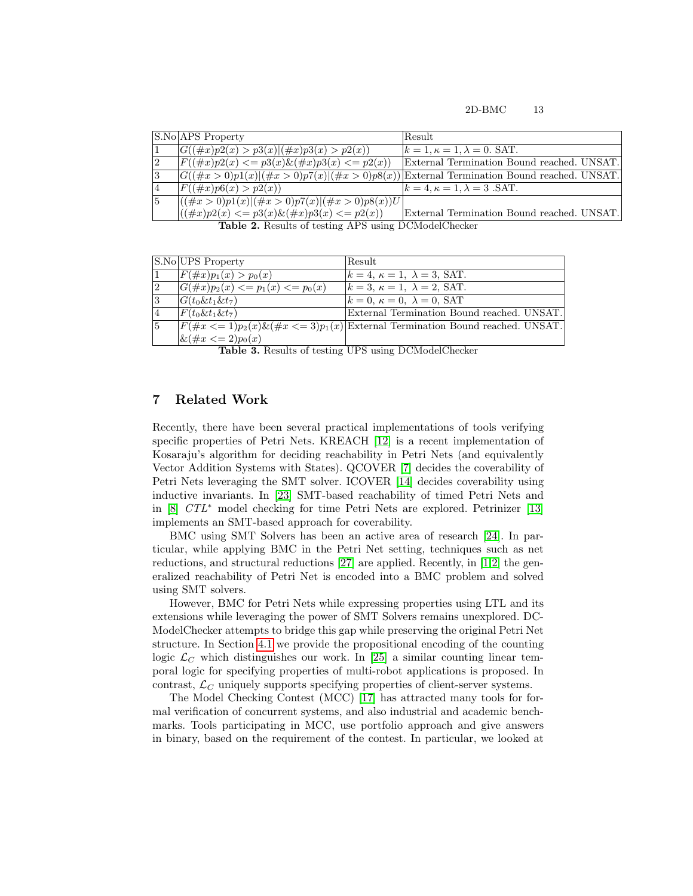| S.No | APS Property | Result |
|---|---|---|
| 1 | $G((\#x)p2(x) > p3(x)\|(\#x)p3(x) > p2(x))$ | $k = 1, \kappa = 1, \lambda = 0$. SAT. |
| 2 | $F((\#x)p2(x) <= p3(x)\&(\#x)p3(x) <= p2(x))$ | External Termination Bound reached. UNSAT. |
| 3 | $G((\#x > 0)p1(x)\|(\#x > 0)p7(x)\|(\#x > 0)p8(x))$ | External Termination Bound reached. UNSAT. |
| 4 | $F((\#x)p6(x) > p2(x))$ | $k = 4, \kappa = 1, \lambda = 3$ .SAT. |
| 5 | $((\#x > 0)p1(x)\|(\#x > 0)p7(x)\|(\#x > 0)p8(x))U$ $((\#x)p2(x) <= p3(x)\&(\#x)p3(x) <= p2(x))$ | External Termination Bound reached. UNSAT. |

**Table 2.** Results of testing APS using DCModelChecker

| S.No | UPS Property | Result |
|---|---|---|
| 1 | $F(\#x)p_1(x) > p_0(x)$ | $k = 4,\ \kappa = 1,\ \lambda = 3$, SAT. |
| 2 | $G(\#x)p_2(x) <= p_1(x) <= p_0(x)$ | $k = 3,\ \kappa = 1,\ \lambda = 2$, SAT. |
| 3 | $G(t_0\&t_1\&t_7)$ | $k = 0,\ \kappa = 0,\ \lambda = 0$, SAT |
| 4 | $F(t_0\&t_1\&t_7)$ | External Termination Bound reached. UNSAT. |
| 5 | $F(\#x <= 1)p_2(x)\&(\#x <= 3)p_1(x)$ $\&(\#x <= 2)p_0(x)$ | External Termination Bound reached. UNSAT. |

**Table 3.** Results of testing UPS using DCModelChecker

## 7 Related Work

Recently, there have been several practical implementations of tools verifying specific properties of Petri Nets. KREACH [12] is a recent implementation of Kosaraju's algorithm for deciding reachability in Petri Nets (and equivalently Vector Addition Systems with States). QCOVER [7] decides the coverability of Petri Nets leveraging the SMT solver. ICOVER [14] decides coverability using inductive invariants. In [23] SMT-based reachability of timed Petri Nets and in [8] $CTL^*$ model checking for time Petri Nets are explored. Petrinizer [13] implements an SMT-based approach for coverability.

BMC using SMT Solvers has been an active area of research [24]. In particular, while applying BMC in the Petri Net setting, techniques such as net reductions, and structural reductions [27] are applied. Recently, in [1,2] the generalized reachability of Petri Net is encoded into a BMC problem and solved using SMT solvers.

However, BMC for Petri Nets while expressing properties using LTL and its extensions while leveraging the power of SMT Solvers remains unexplored. DCModelChecker attempts to bridge this gap while preserving the original Petri Net structure. In Section 4.1 we provide the propositional encoding of the counting logic $\mathcal{L}_C$ which distinguishes our work. In [25] a similar counting linear temporal logic for specifying properties of multi-robot applications is proposed. In contrast, $\mathcal{L}_C$ uniquely supports specifying properties of client-server systems.

The Model Checking Contest (MCC) [17] has attracted many tools for formal verification of concurrent systems, and also industrial and academic benchmarks. Tools participating in MCC, use portfolio approach and give answers in binary, based on the requirement of the contest. In particular, we looked at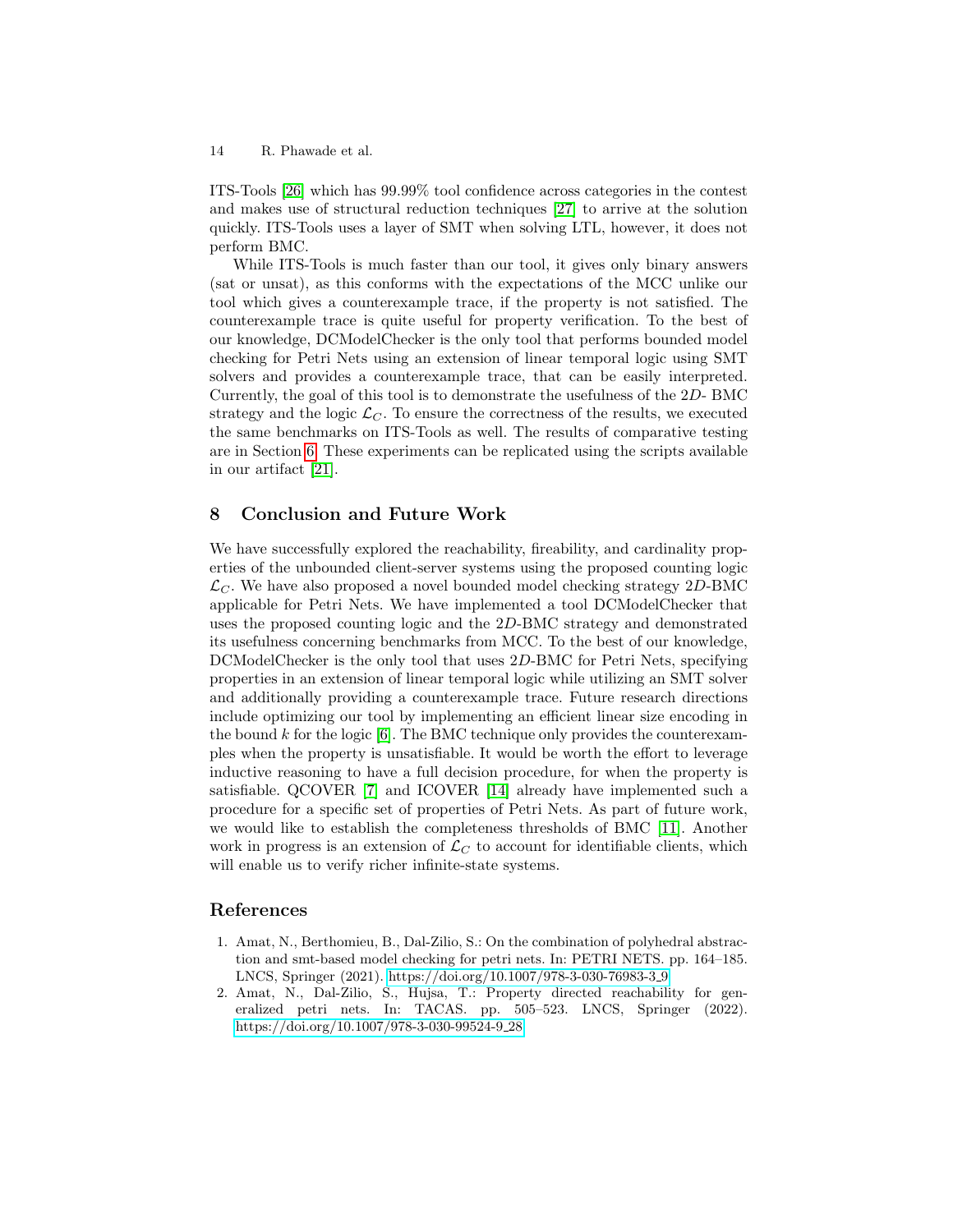ITS-Tools [26] which has 99.99% tool confidence across categories in the contest and makes use of structural reduction techniques [27] to arrive at the solution quickly. ITS-Tools uses a layer of SMT when solving LTL, however, it does not perform BMC.

While ITS-Tools is much faster than our tool, it gives only binary answers (sat or unsat), as this conforms with the expectations of the MCC unlike our tool which gives a counterexample trace, if the property is not satisfied. The counterexample trace is quite useful for property verification. To the best of our knowledge, DCModelChecker is the only tool that performs bounded model checking for Petri Nets using an extension of linear temporal logic using SMT solvers and provides a counterexample trace, that can be easily interpreted. Currently, the goal of this tool is to demonstrate the usefulness of the $2D$- BMC strategy and the logic $\mathcal{L}_C$. To ensure the correctness of the results, we executed the same benchmarks on ITS-Tools as well. The results of comparative testing are in Section 6. These experiments can be replicated using the scripts available in our artifact [21].

## 8 Conclusion and Future Work

We have successfully explored the reachability, fireability, and cardinality properties of the unbounded client-server systems using the proposed counting logic $\mathcal{L}_C$. We have also proposed a novel bounded model checking strategy $2D$-BMC applicable for Petri Nets. We have implemented a tool DCModelChecker that uses the proposed counting logic and the $2D$-BMC strategy and demonstrated its usefulness concerning benchmarks from MCC. To the best of our knowledge, DCModelChecker is the only tool that uses $2D$-BMC for Petri Nets, specifying properties in an extension of linear temporal logic while utilizing an SMT solver and additionally providing a counterexample trace. Future research directions include optimizing our tool by implementing an efficient linear size encoding in the bound $k$ for the logic [6]. The BMC technique only provides the counterexamples when the property is unsatisfiable. It would be worth the effort to leverage inductive reasoning to have a full decision procedure, for when the property is satisfiable. QCOVER [7] and ICOVER [14] already have implemented such a procedure for a specific set of properties of Petri Nets. As part of future work, we would like to establish the completeness thresholds of BMC [11]. Another work in progress is an extension of $\mathcal{L}_C$ to account for identifiable clients, which will enable us to verify richer infinite-state systems.

## References

1. Amat, N., Berthomieu, B., Dal-Zilio, S.: On the combination of polyhedral abstraction and smt-based model checking for petri nets. In: PETRI NETS. pp. 164–185. LNCS, Springer (2021). https://doi.org/10.1007/978-3-030-76983-3_9
2. Amat, N., Dal-Zilio, S., Hujsa, T.: Property directed reachability for generalized petri nets. In: TACAS. pp. 505–523. LNCS, Springer (2022). https://doi.org/10.1007/978-3-030-99524-9_28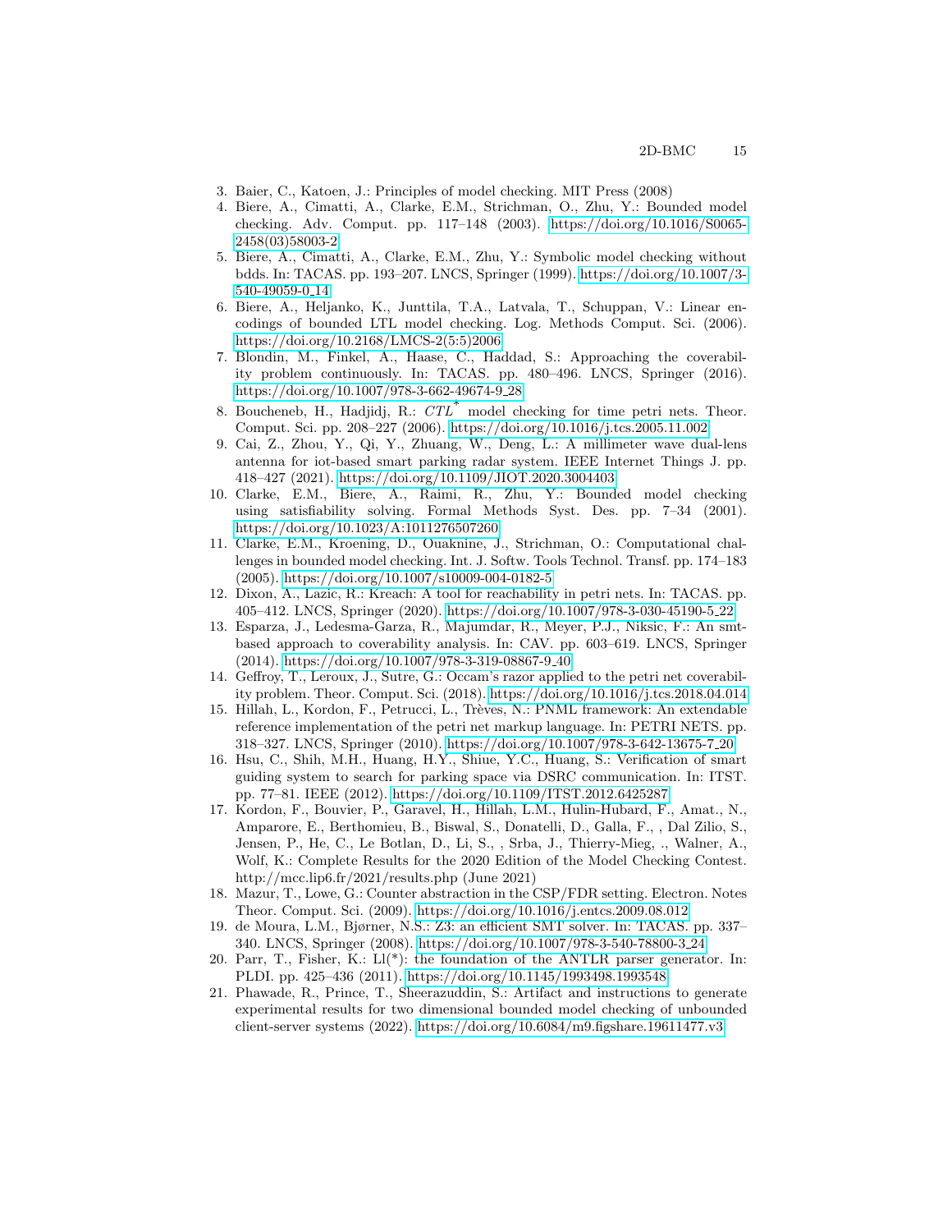3. Baier, C., Katoen, J.: Principles of model checking. MIT Press (2008)
4. Biere, A., Cimatti, A., Clarke, E.M., Strichman, O., Zhu, Y.: Bounded model checking. Adv. Comput. pp. 117–148 (2003). https://doi.org/10.1016/S0065-2458(03)58003-2
5. Biere, A., Cimatti, A., Clarke, E.M., Zhu, Y.: Symbolic model checking without bdds. In: TACAS. pp. 193–207. LNCS, Springer (1999). https://doi.org/10.1007/3-540-49059-0_14
6. Biere, A., Heljanko, K., Junttila, T.A., Latvala, T., Schuppan, V.: Linear encodings of bounded LTL model checking. Log. Methods Comput. Sci. (2006). https://doi.org/10.2168/LMCS-2(5:5)2006
7. Blondin, M., Finkel, A., Haase, C., Haddad, S.: Approaching the coverability problem continuously. In: TACAS. pp. 480–496. LNCS, Springer (2016). https://doi.org/10.1007/978-3-662-49674-9_28
8. Boucheneb, H., Hadjidj, R.: $CTL^*$ model checking for time petri nets. Theor. Comput. Sci. pp. 208–227 (2006). https://doi.org/10.1016/j.tcs.2005.11.002
9. Cai, Z., Zhou, Y., Qi, Y., Zhuang, W., Deng, L.: A millimeter wave dual-lens antenna for iot-based smart parking radar system. IEEE Internet Things J. pp. 418–427 (2021). https://doi.org/10.1109/JIOT.2020.3004403
10. Clarke, E.M., Biere, A., Raimi, R., Zhu, Y.: Bounded model checking using satisfiability solving. Formal Methods Syst. Des. pp. 7–34 (2001). https://doi.org/10.1023/A:1011276507260
11. Clarke, E.M., Kroening, D., Ouaknine, J., Strichman, O.: Computational challenges in bounded model checking. Int. J. Softw. Tools Technol. Transf. pp. 174–183 (2005). https://doi.org/10.1007/s10009-004-0182-5
12. Dixon, A., Lazic, R.: Kreach: A tool for reachability in petri nets. In: TACAS. pp. 405–412. LNCS, Springer (2020). https://doi.org/10.1007/978-3-030-45190-5_22
13. Esparza, J., Ledesma-Garza, R., Majumdar, R., Meyer, P.J., Niksic, F.: An smt-based approach to coverability analysis. In: CAV. pp. 603–619. LNCS, Springer (2014). https://doi.org/10.1007/978-3-319-08867-9_40
14. Geffroy, T., Leroux, J., Sutre, G.: Occam's razor applied to the petri net coverability problem. Theor. Comput. Sci. (2018). https://doi.org/10.1016/j.tcs.2018.04.014
15. Hillah, L., Kordon, F., Petrucci, L., Trèves, N.: PNML framework: An extendable reference implementation of the petri net markup language. In: PETRI NETS. pp. 318–327. LNCS, Springer (2010). https://doi.org/10.1007/978-3-642-13675-7_20
16. Hsu, C., Shih, M.H., Huang, H.Y., Shiue, Y.C., Huang, S.: Verification of smart guiding system to search for parking space via DSRC communication. In: ITST. pp. 77–81. IEEE (2012). https://doi.org/10.1109/ITST.2012.6425287
17. Kordon, F., Bouvier, P., Garavel, H., Hillah, L.M., Hulin-Hubard, F., Amat., N., Amparore, E., Berthomieu, B., Biswal, S., Donatelli, D., Galla, F., , Dal Zilio, S., Jensen, P., He, C., Le Botlan, D., Li, S., , Srba, J., Thierry-Mieg, ., Walner, A., Wolf, K.: Complete Results for the 2020 Edition of the Model Checking Contest. http://mcc.lip6.fr/2021/results.php (June 2021)
18. Mazur, T., Lowe, G.: Counter abstraction in the CSP/FDR setting. Electron. Notes Theor. Comput. Sci. (2009). https://doi.org/10.1016/j.entcs.2009.08.012
19. de Moura, L.M., Bjørner, N.S.: Z3: an efficient SMT solver. In: TACAS. pp. 337–340. LNCS, Springer (2008). https://doi.org/10.1007/978-3-540-78800-3_24
20. Parr, T., Fisher, K.: Ll(*): the foundation of the ANTLR parser generator. In: PLDI. pp. 425–436 (2011). https://doi.org/10.1145/1993498.1993548
21. Phawade, R., Prince, T., Sheerazuddin, S.: Artifact and instructions to generate experimental results for two dimensional bounded model checking of unbounded client-server systems (2022). https://doi.org/10.6084/m9.figshare.19611477.v3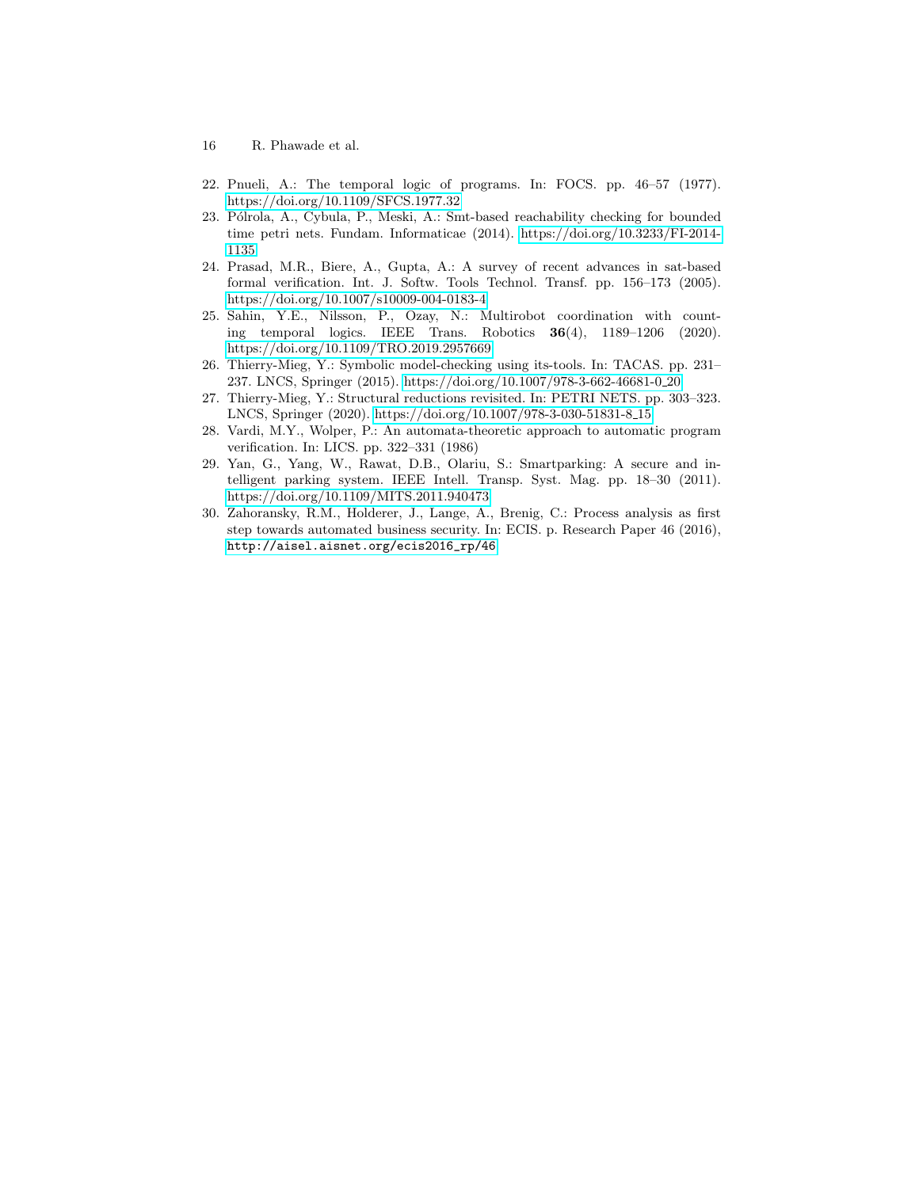22. Pnueli, A.: The temporal logic of programs. In: FOCS. pp. 46–57 (1977). https://doi.org/10.1109/SFCS.1977.32
23. Pólrola, A., Cybula, P., Meski, A.: Smt-based reachability checking for bounded time petri nets. Fundam. Informaticae (2014). https://doi.org/10.3233/FI-2014-1135
24. Prasad, M.R., Biere, A., Gupta, A.: A survey of recent advances in sat-based formal verification. Int. J. Softw. Tools Technol. Transf. pp. 156–173 (2005). https://doi.org/10.1007/s10009-004-0183-4
25. Sahin, Y.E., Nilsson, P., Ozay, N.: Multirobot coordination with counting temporal logics. IEEE Trans. Robotics **36**(4), 1189–1206 (2020). https://doi.org/10.1109/TRO.2019.2957669
26. Thierry-Mieg, Y.: Symbolic model-checking using its-tools. In: TACAS. pp. 231–237. LNCS, Springer (2015). https://doi.org/10.1007/978-3-662-46681-0_20
27. Thierry-Mieg, Y.: Structural reductions revisited. In: PETRI NETS. pp. 303–323. LNCS, Springer (2020). https://doi.org/10.1007/978-3-030-51831-8_15
28. Vardi, M.Y., Wolper, P.: An automata-theoretic approach to automatic program verification. In: LICS. pp. 322–331 (1986)
29. Yan, G., Yang, W., Rawat, D.B., Olariu, S.: Smartparking: A secure and intelligent parking system. IEEE Intell. Transp. Syst. Mag. pp. 18–30 (2011). https://doi.org/10.1109/MITS.2011.940473
30. Zahoransky, R.M., Holderer, J., Lange, A., Brenig, C.: Process analysis as first step towards automated business security. In: ECIS. p. Research Paper 46 (2016), http://aisel.aisnet.org/ecis2016_rp/46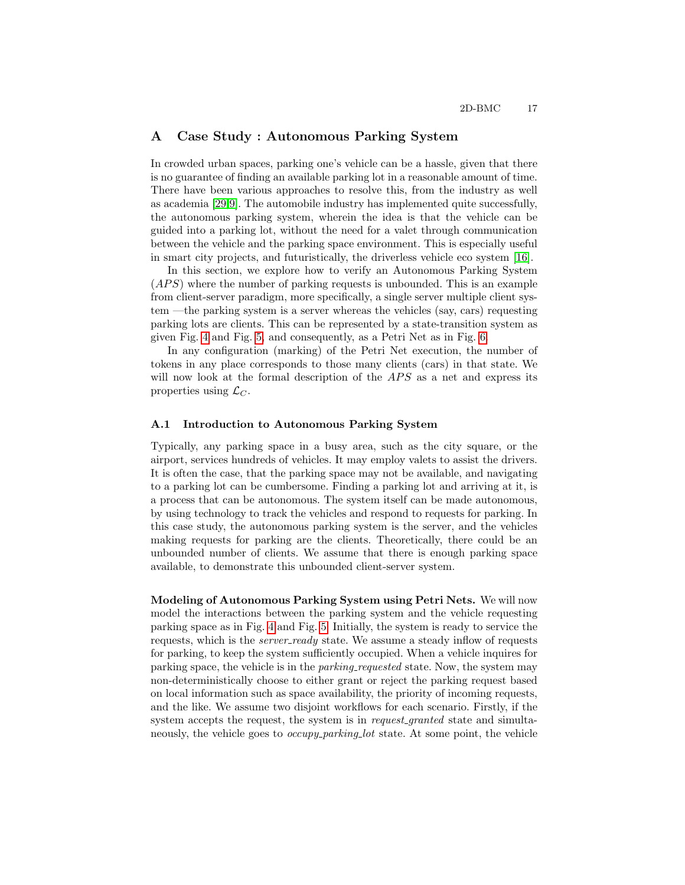# A Case Study : Autonomous Parking System

In crowded urban spaces, parking one's vehicle can be a hassle, given that there is no guarantee of finding an available parking lot in a reasonable amount of time. There have been various approaches to resolve this, from the industry as well as academia [29,9]. The automobile industry has implemented quite successfully, the autonomous parking system, wherein the idea is that the vehicle can be guided into a parking lot, without the need for a valet through communication between the vehicle and the parking space environment. This is especially useful in smart city projects, and futuristically, the driverless vehicle eco system [16].

In this section, we explore how to verify an Autonomous Parking System (*APS*) where the number of parking requests is unbounded. This is an example from client-server paradigm, more specifically, a single server multiple client system —the parking system is a server whereas the vehicles (say, cars) requesting parking lots are clients. This can be represented by a state-transition system as given Fig. 4 and Fig. 5, and consequently, as a Petri Net as in Fig. 6.

In any configuration (marking) of the Petri Net execution, the number of tokens in any place corresponds to those many clients (cars) in that state. We will now look at the formal description of the *APS* as a net and express its properties using $\mathcal{L}_C$.

## A.1 Introduction to Autonomous Parking System

Typically, any parking space in a busy area, such as the city square, or the airport, services hundreds of vehicles. It may employ valets to assist the drivers. It is often the case, that the parking space may not be available, and navigating to a parking lot can be cumbersome. Finding a parking lot and arriving at it, is a process that can be autonomous. The system itself can be made autonomous, by using technology to track the vehicles and respond to requests for parking. In this case study, the autonomous parking system is the server, and the vehicles making requests for parking are the clients. Theoretically, there could be an unbounded number of clients. We assume that there is enough parking space available, to demonstrate this unbounded client-server system.

**Modeling of Autonomous Parking System using Petri Nets.** We will now model the interactions between the parking system and the vehicle requesting parking space as in Fig. 4 and Fig. 5. Initially, the system is ready to service the requests, which is the *server_ready* state. We assume a steady inflow of requests for parking, to keep the system sufficiently occupied. When a vehicle inquires for parking space, the vehicle is in the *parking_requested* state. Now, the system may non-deterministically choose to either grant or reject the parking request based on local information such as space availability, the priority of incoming requests, and the like. We assume two disjoint workflows for each scenario. Firstly, if the system accepts the request, the system is in *request_granted* state and simultaneously, the vehicle goes to *occupy_parking_lot* state. At some point, the vehicle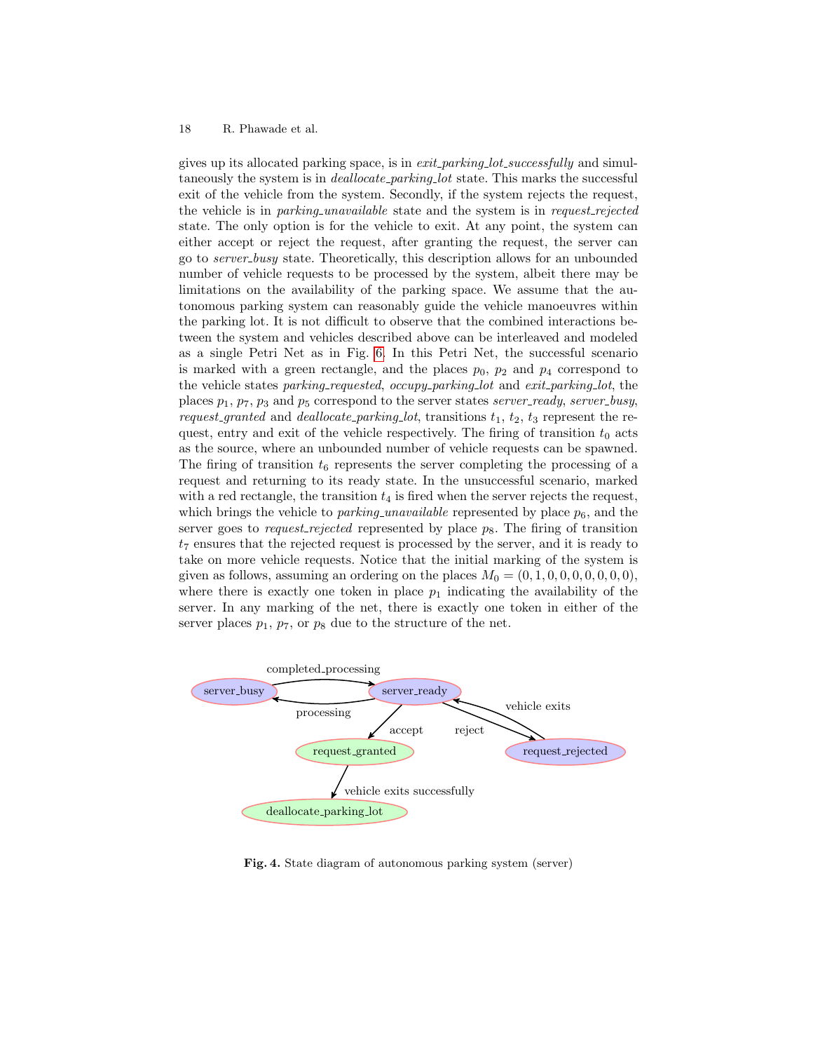gives up its allocated parking space, is in *exit_parking_lot_successfully* and simultaneously the system is in *deallocate_parking_lot* state. This marks the successful exit of the vehicle from the system. Secondly, if the system rejects the request, the vehicle is in *parking_unavailable* state and the system is in *request_rejected* state. The only option is for the vehicle to exit. At any point, the system can either accept or reject the request, after granting the request, the server can go to *server_busy* state. Theoretically, this description allows for an unbounded number of vehicle requests to be processed by the system, albeit there may be limitations on the availability of the parking space. We assume that the autonomous parking system can reasonably guide the vehicle manoeuvres within the parking lot. It is not difficult to observe that the combined interactions between the system and vehicles described above can be interleaved and modeled as a single Petri Net as in Fig. 6. In this Petri Net, the successful scenario is marked with a green rectangle, and the places $p_0$, $p_2$ and $p_4$ correspond to the vehicle states *parking_requested*, *occupy_parking_lot* and *exit_parking_lot*, the places $p_1$, $p_7$, $p_3$ and $p_5$ correspond to the server states *server_ready*, *server_busy*, *request_granted* and *deallocate_parking_lot*, transitions $t_1$, $t_2$, $t_3$ represent the request, entry and exit of the vehicle respectively. The firing of transition $t_0$ acts as the source, where an unbounded number of vehicle requests can be spawned. The firing of transition $t_6$ represents the server completing the processing of a request and returning to its ready state. In the unsuccessful scenario, marked with a red rectangle, the transition $t_4$ is fired when the server rejects the request, which brings the vehicle to *parking_unavailable* represented by place $p_6$, and the server goes to *request_rejected* represented by place $p_8$. The firing of transition $t_7$ ensures that the rejected request is processed by the server, and it is ready to take on more vehicle requests. Notice that the initial marking of the system is given as follows, assuming an ordering on the places $M_0 = (0, 1, 0, 0, 0, 0, 0, 0, 0)$, where there is exactly one token in place $p_1$ indicating the availability of the server. In any marking of the net, there is exactly one token in either of the server places $p_1$, $p_7$, or $p_8$ due to the structure of the net.

**Fig. 4.** State diagram of autonomous parking system (server)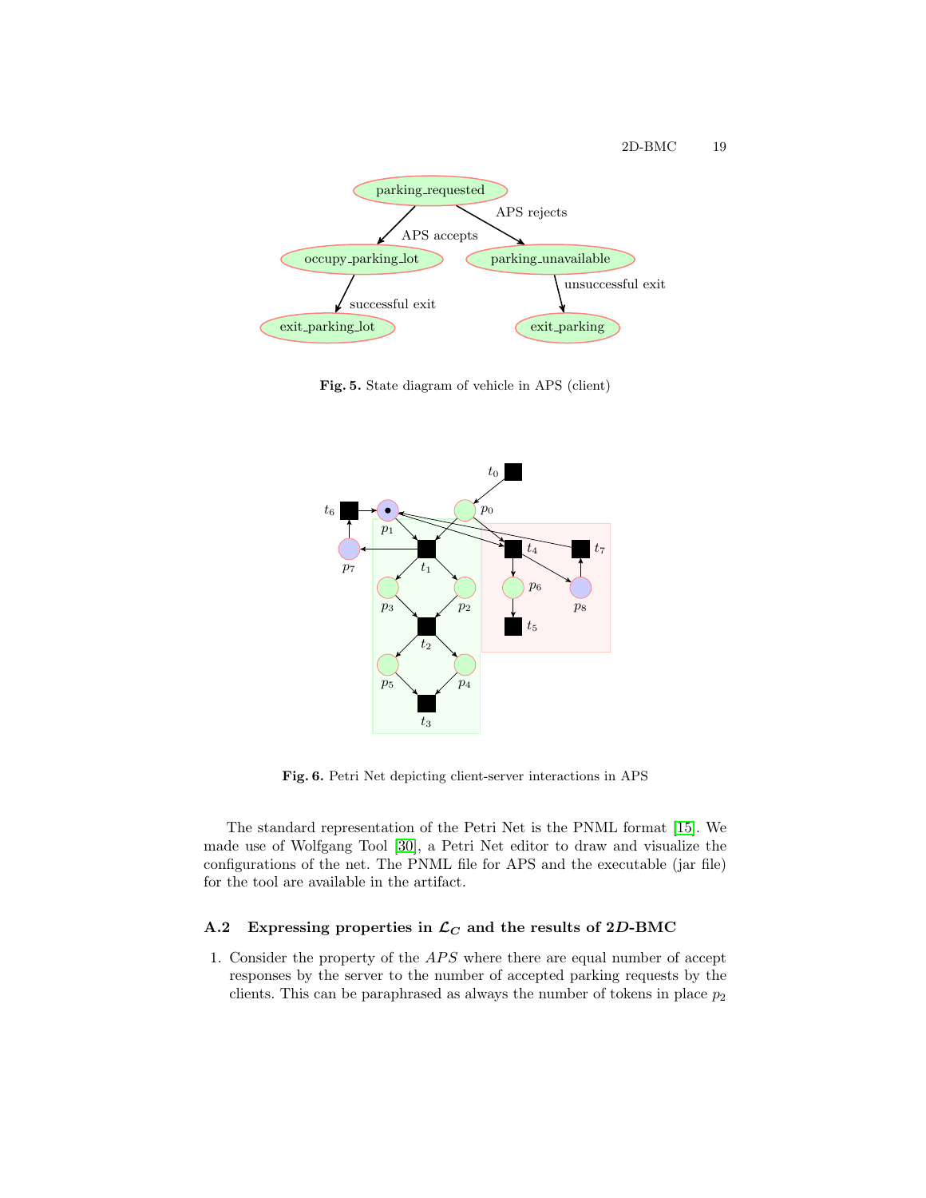Fig. 5. State diagram of vehicle in APS (client)

Fig. 6. Petri Net depicting client-server interactions in APS

The standard representation of the Petri Net is the PNML format [15]. We made use of Wolfgang Tool [30], a Petri Net editor to draw and visualize the configurations of the net. The PNML file for APS and the executable (jar file) for the tool are available in the artifact.

### A.2 Expressing properties in $\mathcal{L}_C$ and the results of $2D$-BMC

1. Consider the property of the $APS$ where there are equal number of accept responses by the server to the number of accepted parking requests by the clients. This can be paraphrased as always the number of tokens in place $p_2$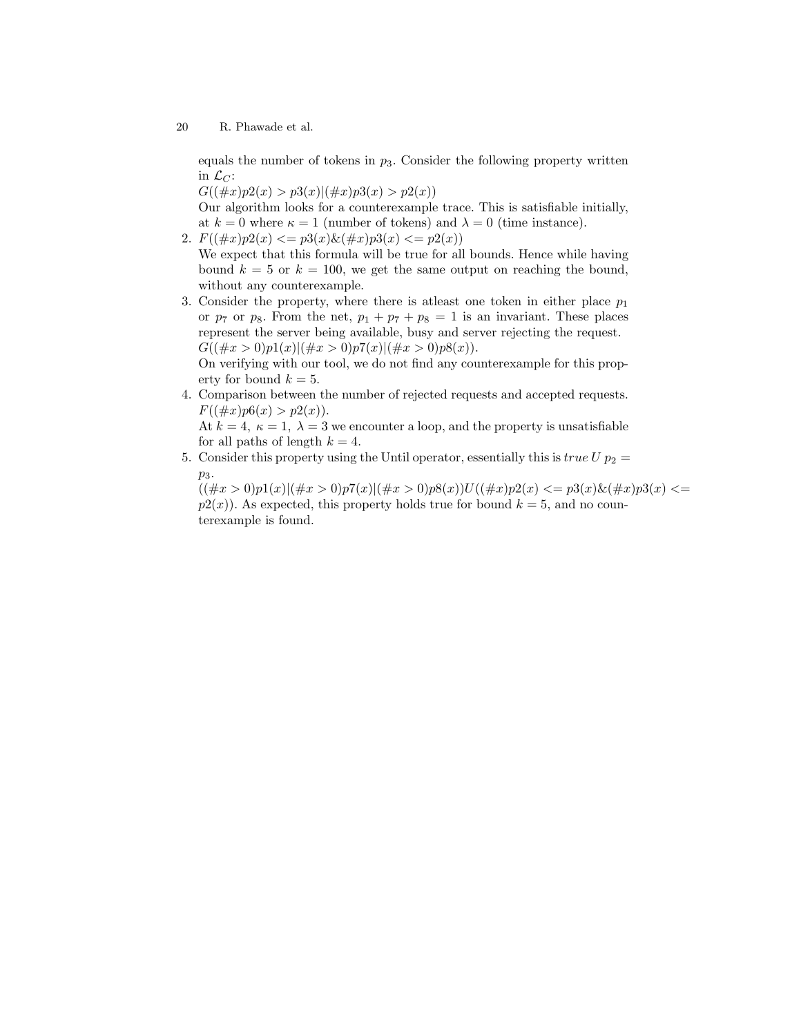equals the number of tokens in $p_3$. Consider the following property written in $\mathcal{L}_C$:
$G((\#x)p2(x) > p3(x)|(\#x)p3(x) > p2(x))$
Our algorithm looks for a counterexample trace. This is satisfiable initially, at $k = 0$ where $\kappa = 1$ (number of tokens) and $\lambda = 0$ (time instance).

2. $F((\#x)p2(x) <= p3(x)\&(\#x)p3(x) <= p2(x))$
   We expect that this formula will be true for all bounds. Hence while having bound $k = 5$ or $k = 100$, we get the same output on reaching the bound, without any counterexample.
3. Consider the property, where there is atleast one token in either place $p_1$ or $p_7$ or $p_8$. From the net, $p_1 + p_7 + p_8 = 1$ is an invariant. These places represent the server being available, busy and server rejecting the request.
   $G((\#x > 0)p1(x)|(\#x > 0)p7(x)|(\#x > 0)p8(x))$.
   On verifying with our tool, we do not find any counterexample for this property for bound $k = 5$.
4. Comparison between the number of rejected requests and accepted requests.
   $F((\#x)p6(x) > p2(x))$.
   At $k = 4$, $\kappa = 1$, $\lambda = 3$ we encounter a loop, and the property is unsatisfiable for all paths of length $k = 4$.
5. Consider this property using the Until operator, essentially this is $true\ U\ p_2 = p_3$.
   $((\#x > 0)p1(x)|(\#x > 0)p7(x)|(\#x > 0)p8(x))U((\#x)p2(x) <= p3(x)\&(\#x)p3(x) <= p2(x))$. As expected, this property holds true for bound $k = 5$, and no counterexample is found.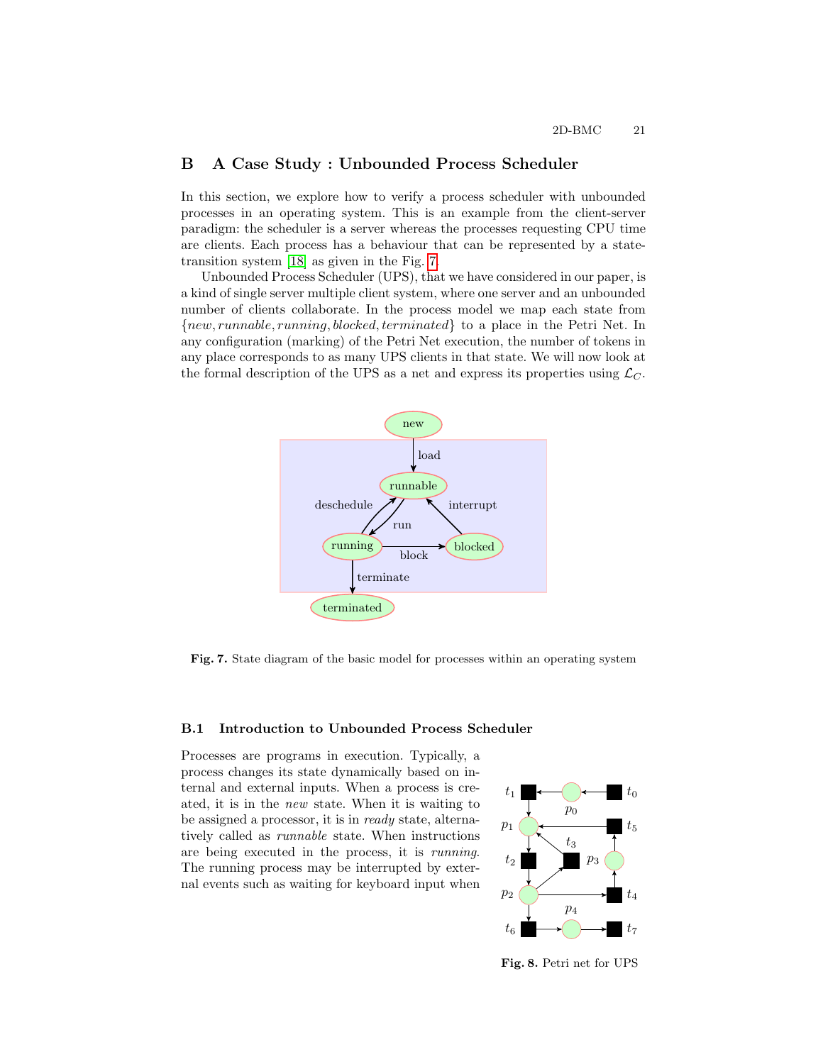## B A Case Study : Unbounded Process Scheduler

In this section, we explore how to verify a process scheduler with unbounded processes in an operating system. This is an example from the client-server paradigm: the scheduler is a server whereas the processes requesting CPU time are clients. Each process has a behaviour that can be represented by a state-transition system [18] as given in the Fig. 7.

Unbounded Process Scheduler (UPS), that we have considered in our paper, is a kind of single server multiple client system, where one server and an unbounded number of clients collaborate. In the process model we map each state from $\{new, runnable, running, blocked, terminated\}$ to a place in the Petri Net. In any configuration (marking) of the Petri Net execution, the number of tokens in any place corresponds to as many UPS clients in that state. We will now look at the formal description of the UPS as a net and express its properties using $\mathcal{L}_C$.

**Fig. 7.** State diagram of the basic model for processes within an operating system

### B.1 Introduction to Unbounded Process Scheduler

Processes are programs in execution. Typically, a process changes its state dynamically based on internal and external inputs. When a process is created, it is in the *new* state. When it is waiting to be assigned a processor, it is in *ready* state, alternatively called as *runnable* state. When instructions are being executed in the process, it is *running*. The running process may be interrupted by external events such as waiting for keyboard input when

**Fig. 8.** Petri net for UPS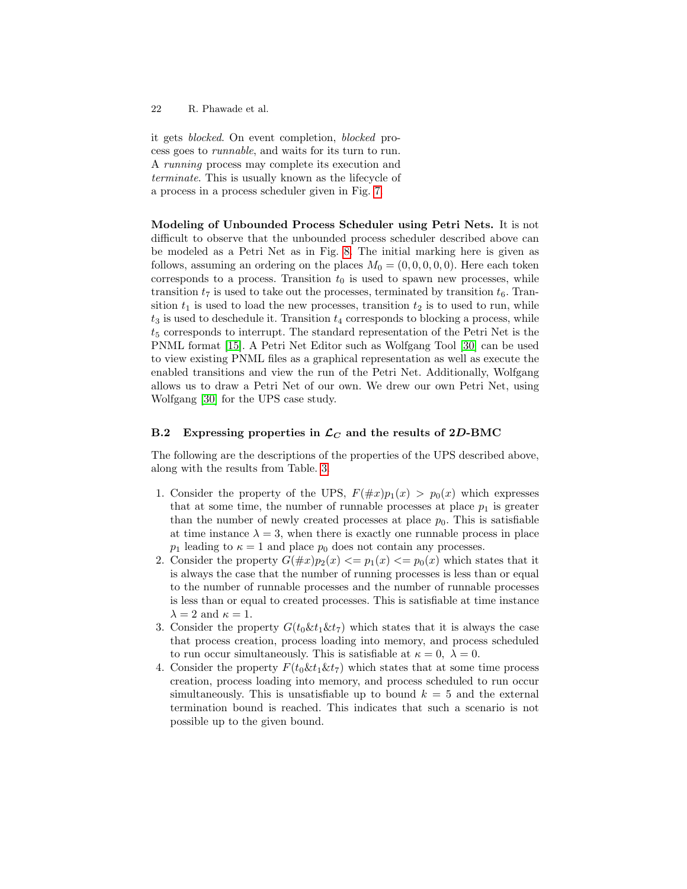it gets *blocked*. On event completion, *blocked* process goes to *runnable*, and waits for its turn to run. A *running* process may complete its execution and *terminate*. This is usually known as the lifecycle of a process in a process scheduler given in Fig. 7.

**Modeling of Unbounded Process Scheduler using Petri Nets.** It is not difficult to observe that the unbounded process scheduler described above can be modeled as a Petri Net as in Fig. 8. The initial marking here is given as follows, assuming an ordering on the places $M_0 = (0, 0, 0, 0, 0)$. Here each token corresponds to a process. Transition $t_0$ is used to spawn new processes, while transition $t_7$ is used to take out the processes, terminated by transition $t_6$. Transition $t_1$ is used to load the new processes, transition $t_2$ is to used to run, while $t_3$ is used to deschedule it. Transition $t_4$ corresponds to blocking a process, while $t_5$ corresponds to interrupt. The standard representation of the Petri Net is the PNML format [15]. A Petri Net Editor such as Wolfgang Tool [30] can be used to view existing PNML files as a graphical representation as well as execute the enabled transitions and view the run of the Petri Net. Additionally, Wolfgang allows us to draw a Petri Net of our own. We drew our own Petri Net, using Wolfgang [30] for the UPS case study.

### B.2 Expressing properties in $\mathcal{L}_C$ and the results of 2$D$-BMC

The following are the descriptions of the properties of the UPS described above, along with the results from Table. 3

1. Consider the property of the UPS, $F(\#x)p_1(x) > p_0(x)$ which expresses that at some time, the number of runnable processes at place $p_1$ is greater than the number of newly created processes at place $p_0$. This is satisfiable at time instance $\lambda = 3$, when there is exactly one runnable process in place $p_1$ leading to $\kappa = 1$ and place $p_0$ does not contain any processes.
2. Consider the property $G(\#x)p_2(x) <= p_1(x) <= p_0(x)$ which states that it is always the case that the number of running processes is less than or equal to the number of runnable processes and the number of runnable processes is less than or equal to created processes. This is satisfiable at time instance $\lambda = 2$ and $\kappa = 1$.
3. Consider the property $G(t_0 \& t_1 \& t_7)$ which states that it is always the case that process creation, process loading into memory, and process scheduled to run occur simultaneously. This is satisfiable at $\kappa = 0,\ \lambda = 0$.
4. Consider the property $F(t_0 \& t_1 \& t_7)$ which states that at some time process creation, process loading into memory, and process scheduled to run occur simultaneously. This is unsatisfiable up to bound $k = 5$ and the external termination bound is reached. This indicates that such a scenario is not possible up to the given bound.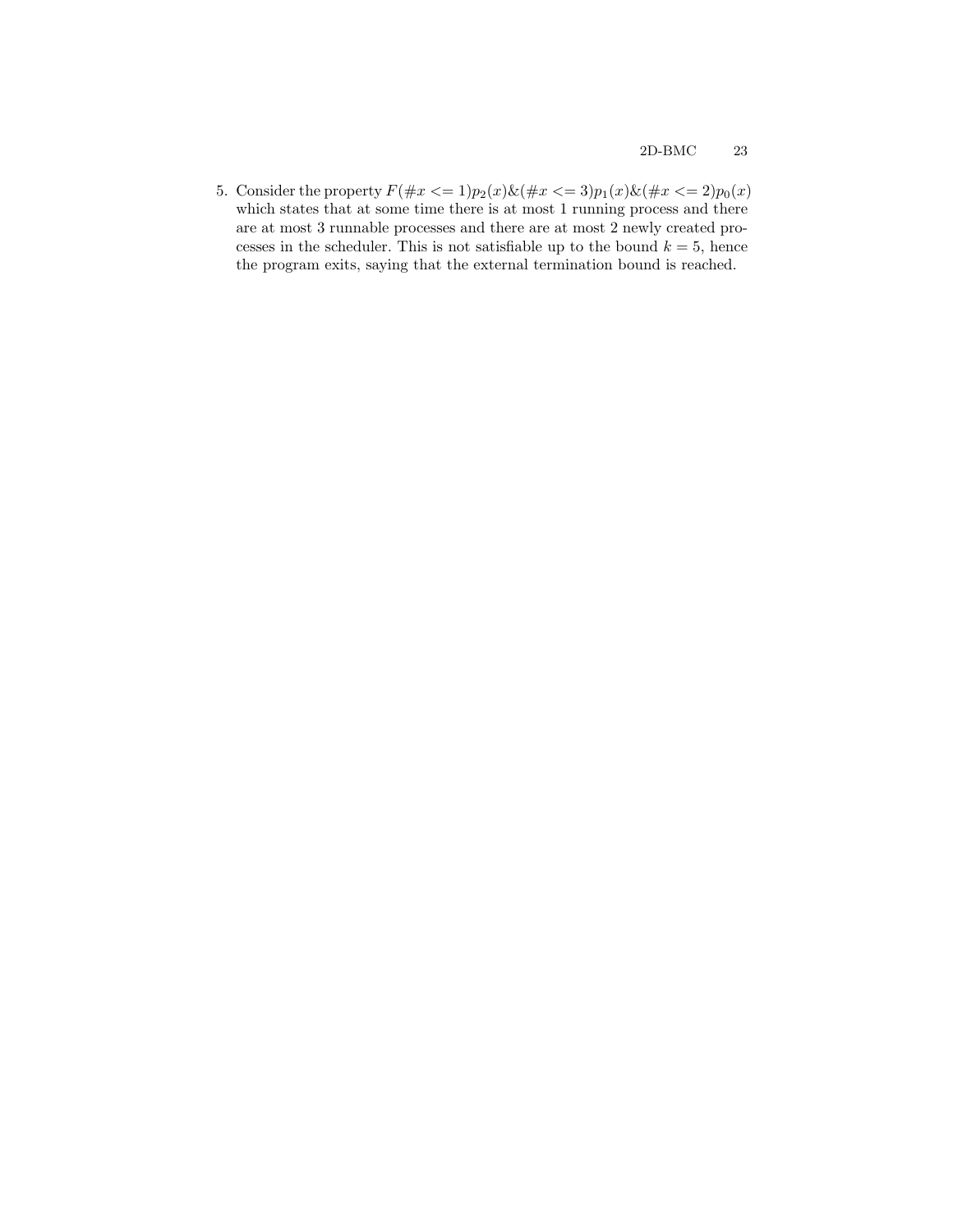5. Consider the property $F(\#x <= 1)p_2(x)\&(\#x <= 3)p_1(x)\&(\#x <= 2)p_0(x)$ which states that at some time there is at most 1 running process and there are at most 3 runnable processes and there are at most 2 newly created processes in the scheduler. This is not satisfiable up to the bound $k = 5$, hence the program exits, saying that the external termination bound is reached.